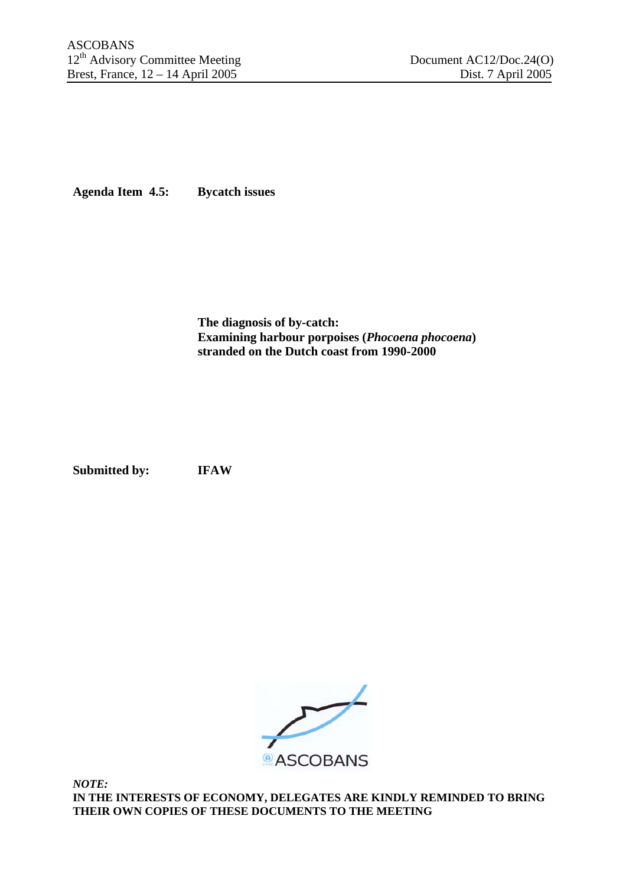ASCOBANS
12[th] Advisory Committee Meeting
Brest, France, 12 – 14 April 2005

Document AC12/Doc.24(O)
Dist. 7 April 2005

**Agenda Item 4.5:** **Bycatch issues**

**The diagnosis of by-catch:**
**Examining harbour porpoises (*Phocoena phocoena*) stranded on the Dutch coast from 1990-2000**

**Submitted by:** **IFAW**

ASCOBANS

***NOTE:***
**IN THE INTERESTS OF ECONOMY, DELEGATES ARE KINDLY REMINDED TO BRING THEIR OWN COPIES OF THESE DOCUMENTS TO THE MEETING**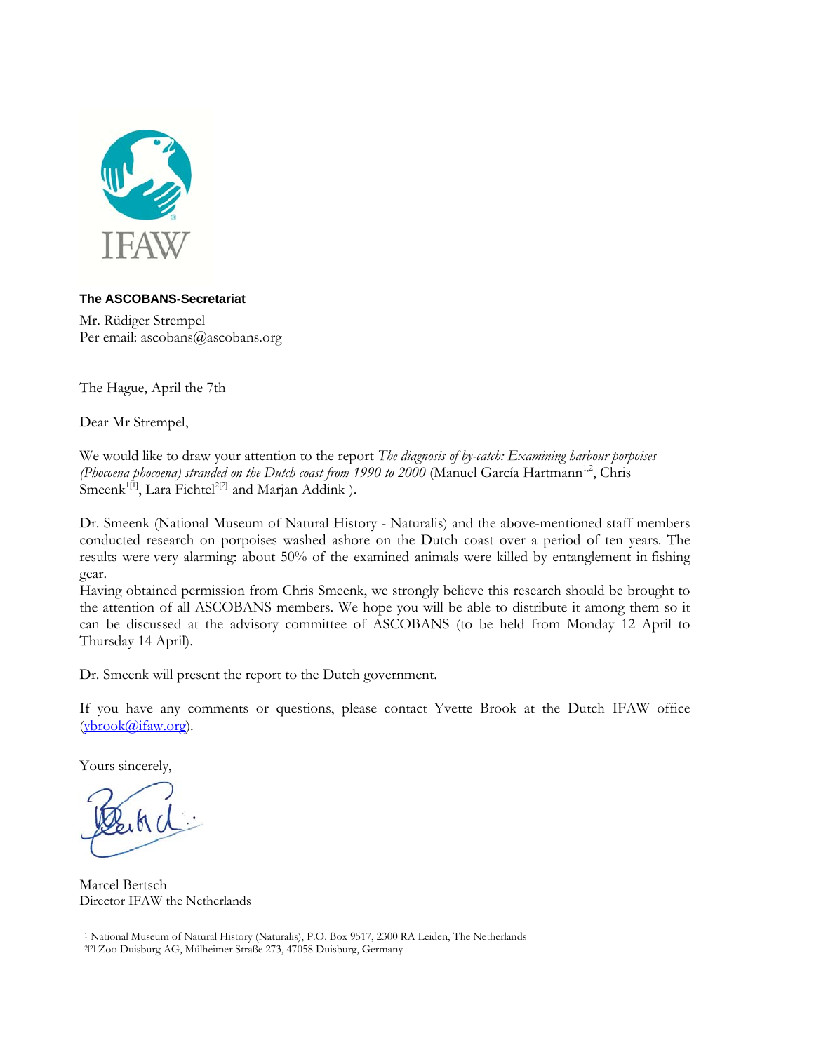**The ASCOBANS-Secretariat**

Mr. Rüdiger Strempel
Per email: ascobans@ascobans.org

The Hague, April the 7th

Dear Mr Strempel,

We would like to draw your attention to the report *The diagnosis of by-catch: Examining harbour porpoises (Phocoena phocoena) stranded on the Dutch coast from 1990 to 2000* (Manuel García Hartmann[1,2], Chris Smeenk[1[1]], Lara Fichtel[2[2]] and Marjan Addink[1]).

Dr. Smeenk (National Museum of Natural History - Naturalis) and the above-mentioned staff members conducted research on porpoises washed ashore on the Dutch coast over a period of ten years. The results were very alarming: about 50% of the examined animals were killed by entanglement in fishing gear.

Having obtained permission from Chris Smeenk, we strongly believe this research should be brought to the attention of all ASCOBANS members. We hope you will be able to distribute it among them so it can be discussed at the advisory committee of ASCOBANS (to be held from Monday 12 April to Thursday 14 April).

Dr. Smeenk will present the report to the Dutch government.

If you have any comments or questions, please contact Yvette Brook at the Dutch IFAW office (ybrook@ifaw.org).

Yours sincerely,

Marcel Bertsch
Director IFAW the Netherlands

---

[1] National Museum of Natural History (Naturalis), P.O. Box 9517, 2300 RA Leiden, The Netherlands

[2[2]] Zoo Duisburg AG, Mülheimer Straße 273, 47058 Duisburg, Germany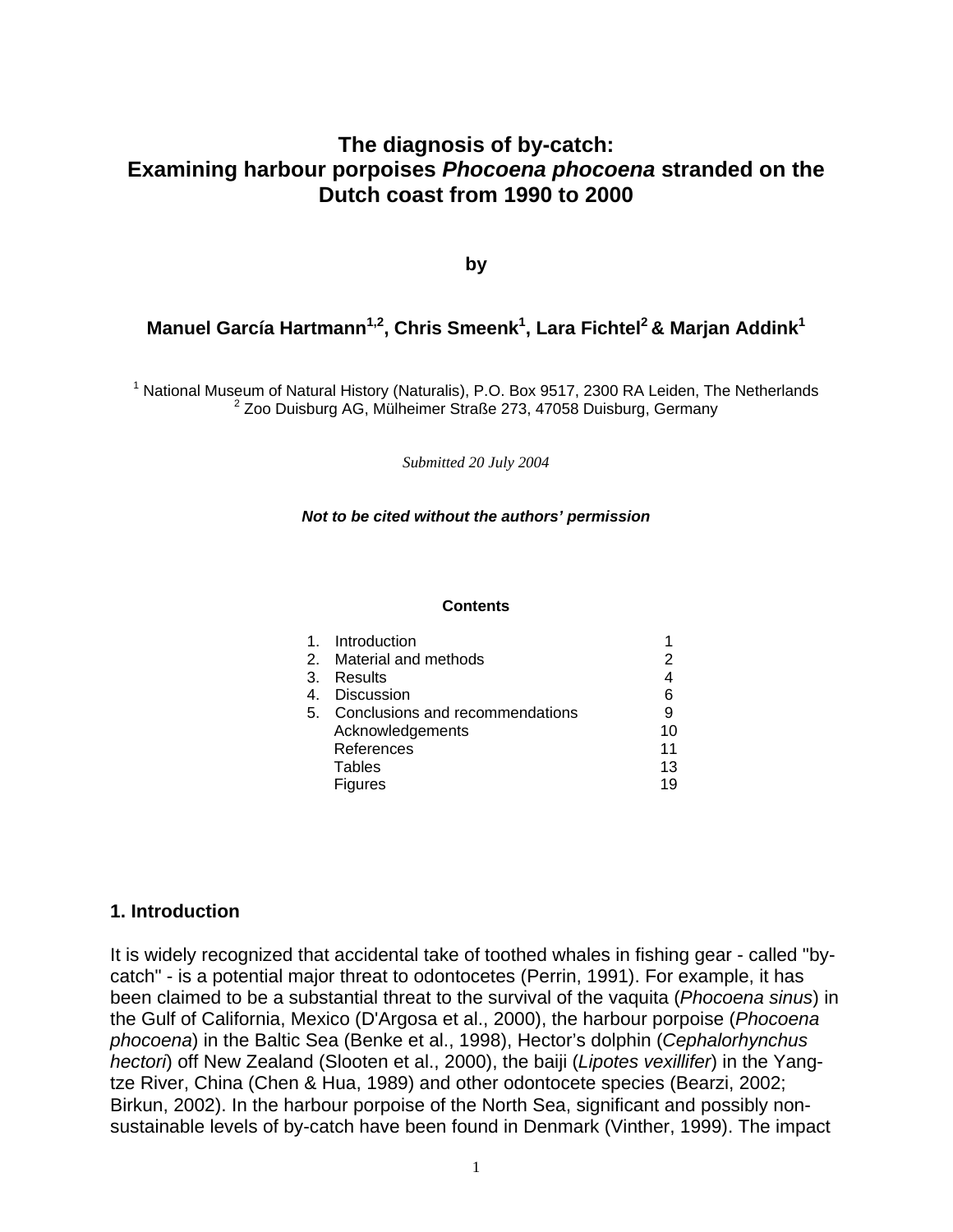# The diagnosis of by-catch: Examining harbour porpoises *Phocoena phocoena* stranded on the Dutch coast from 1990 to 2000

**by**

**Manuel García Hartmann[1,2], Chris Smeenk[1], Lara Fichtel[2] & Marjan Addink[1]**

[1] National Museum of Natural History (Naturalis), P.O. Box 9517, 2300 RA Leiden, The Netherlands
[2] Zoo Duisburg AG, Mülheimer Straße 273, 47058 Duisburg, Germany

*Submitted 20 July 2004*

***Not to be cited without the authors' permission***

**Contents**

| | | |
|---|---|---|
| 1. | Introduction | 1 |
| 2. | Material and methods | 2 |
| 3. | Results | 4 |
| 4. | Discussion | 6 |
| 5. | Conclusions and recommendations | 9 |
| | Acknowledgements | 10 |
| | References | 11 |
| | Tables | 13 |
| | Figures | 19 |

## 1. Introduction

It is widely recognized that accidental take of toothed whales in fishing gear - called "by-catch" - is a potential major threat to odontocetes (Perrin, 1991). For example, it has been claimed to be a substantial threat to the survival of the vaquita (*Phocoena sinus*) in the Gulf of California, Mexico (D'Argosa et al., 2000), the harbour porpoise (*Phocoena phocoena*) in the Baltic Sea (Benke et al., 1998), Hector's dolphin (*Cephalorhynchus hectori*) off New Zealand (Slooten et al., 2000), the baiji (*Lipotes vexillifer*) in the Yangtze River, China (Chen & Hua, 1989) and other odontocete species (Bearzi, 2002; Birkun, 2002). In the harbour porpoise of the North Sea, significant and possibly non-sustainable levels of by-catch have been found in Denmark (Vinther, 1999). The impact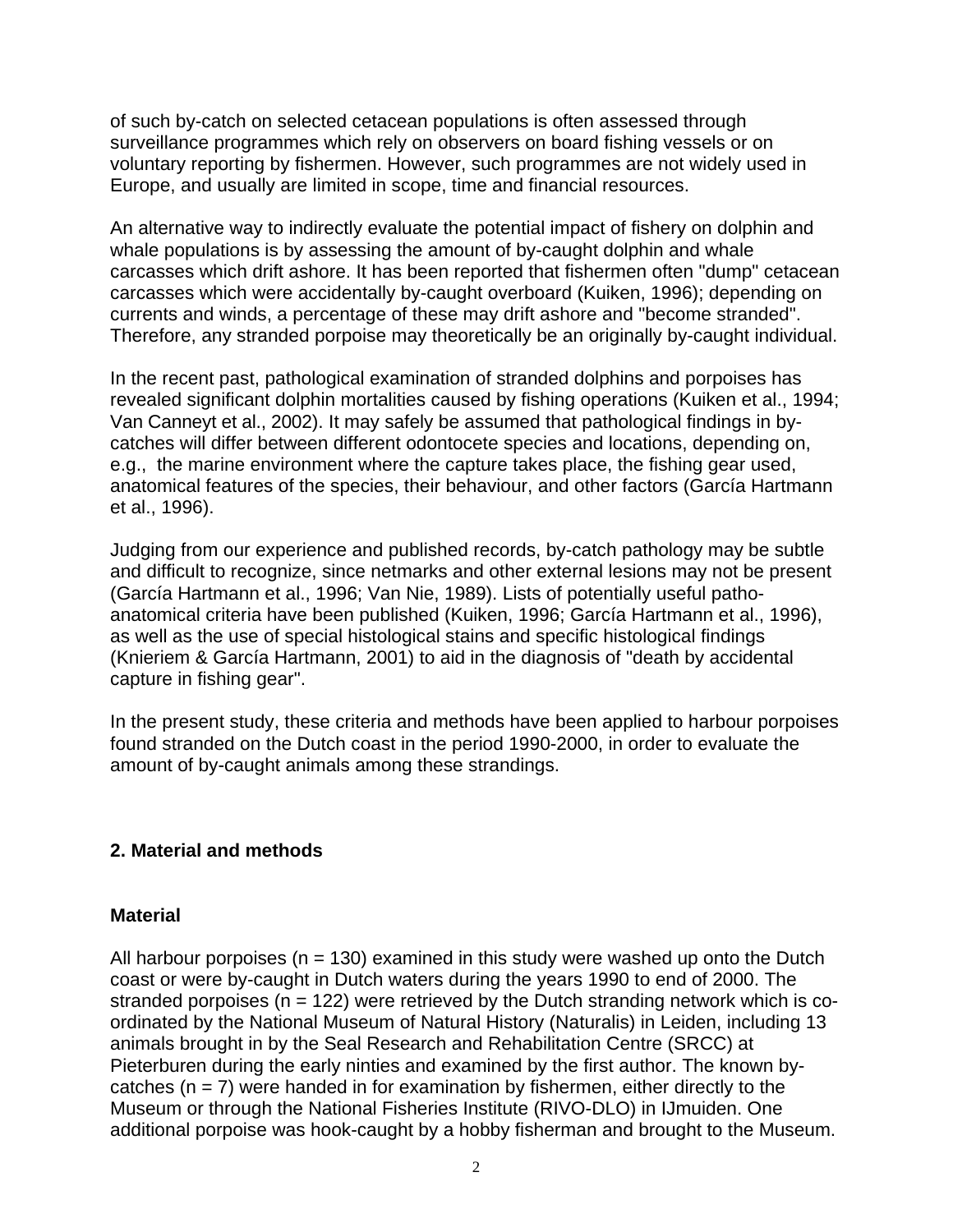of such by-catch on selected cetacean populations is often assessed through surveillance programmes which rely on observers on board fishing vessels or on voluntary reporting by fishermen. However, such programmes are not widely used in Europe, and usually are limited in scope, time and financial resources.

An alternative way to indirectly evaluate the potential impact of fishery on dolphin and whale populations is by assessing the amount of by-caught dolphin and whale carcasses which drift ashore. It has been reported that fishermen often "dump" cetacean carcasses which were accidentally by-caught overboard (Kuiken, 1996); depending on currents and winds, a percentage of these may drift ashore and "become stranded". Therefore, any stranded porpoise may theoretically be an originally by-caught individual.

In the recent past, pathological examination of stranded dolphins and porpoises has revealed significant dolphin mortalities caused by fishing operations (Kuiken et al., 1994; Van Canneyt et al., 2002). It may safely be assumed that pathological findings in by-catches will differ between different odontocete species and locations, depending on, e.g., the marine environment where the capture takes place, the fishing gear used, anatomical features of the species, their behaviour, and other factors (García Hartmann et al., 1996).

Judging from our experience and published records, by-catch pathology may be subtle and difficult to recognize, since netmarks and other external lesions may not be present (García Hartmann et al., 1996; Van Nie, 1989). Lists of potentially useful patho-anatomical criteria have been published (Kuiken, 1996; García Hartmann et al., 1996), as well as the use of special histological stains and specific histological findings (Knieriem & García Hartmann, 2001) to aid in the diagnosis of "death by accidental capture in fishing gear".

In the present study, these criteria and methods have been applied to harbour porpoises found stranded on the Dutch coast in the period 1990-2000, in order to evaluate the amount of by-caught animals among these strandings.

## 2. Material and methods

### Material

All harbour porpoises (n = 130) examined in this study were washed up onto the Dutch coast or were by-caught in Dutch waters during the years 1990 to end of 2000. The stranded porpoises (n = 122) were retrieved by the Dutch stranding network which is co-ordinated by the National Museum of Natural History (Naturalis) in Leiden, including 13 animals brought in by the Seal Research and Rehabilitation Centre (SRCC) at Pieterburen during the early ninties and examined by the first author. The known by-catches (n = 7) were handed in for examination by fishermen, either directly to the Museum or through the National Fisheries Institute (RIVO-DLO) in IJmuiden. One additional porpoise was hook-caught by a hobby fisherman and brought to the Museum.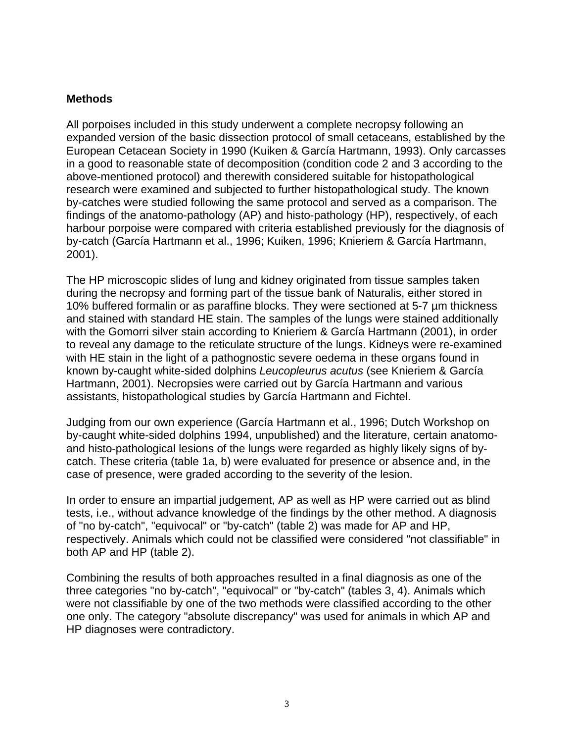## Methods

All porpoises included in this study underwent a complete necropsy following an expanded version of the basic dissection protocol of small cetaceans, established by the European Cetacean Society in 1990 (Kuiken & García Hartmann, 1993). Only carcasses in a good to reasonable state of decomposition (condition code 2 and 3 according to the above-mentioned protocol) and therewith considered suitable for histopathological research were examined and subjected to further histopathological study. The known by-catches were studied following the same protocol and served as a comparison. The findings of the anatomo-pathology (AP) and histo-pathology (HP), respectively, of each harbour porpoise were compared with criteria established previously for the diagnosis of by-catch (García Hartmann et al., 1996; Kuiken, 1996; Knieriem & García Hartmann, 2001).

The HP microscopic slides of lung and kidney originated from tissue samples taken during the necropsy and forming part of the tissue bank of Naturalis, either stored in 10% buffered formalin or as paraffine blocks. They were sectioned at 5-7 µm thickness and stained with standard HE stain. The samples of the lungs were stained additionally with the Gomorri silver stain according to Knieriem & García Hartmann (2001), in order to reveal any damage to the reticulate structure of the lungs. Kidneys were re-examined with HE stain in the light of a pathognostic severe oedema in these organs found in known by-caught white-sided dolphins *Leucopleurus acutus* (see Knieriem & García Hartmann, 2001). Necropsies were carried out by García Hartmann and various assistants, histopathological studies by García Hartmann and Fichtel.

Judging from our own experience (García Hartmann et al., 1996; Dutch Workshop on by-caught white-sided dolphins 1994, unpublished) and the literature, certain anatomo- and histo-pathological lesions of the lungs were regarded as highly likely signs of by-catch. These criteria (table 1a, b) were evaluated for presence or absence and, in the case of presence, were graded according to the severity of the lesion.

In order to ensure an impartial judgement, AP as well as HP were carried out as blind tests, i.e., without advance knowledge of the findings by the other method. A diagnosis of "no by-catch", "equivocal" or "by-catch" (table 2) was made for AP and HP, respectively. Animals which could not be classified were considered "not classifiable" in both AP and HP (table 2).

Combining the results of both approaches resulted in a final diagnosis as one of the three categories "no by-catch", "equivocal" or "by-catch" (tables 3, 4). Animals which were not classifiable by one of the two methods were classified according to the other one only. The category "absolute discrepancy" was used for animals in which AP and HP diagnoses were contradictory.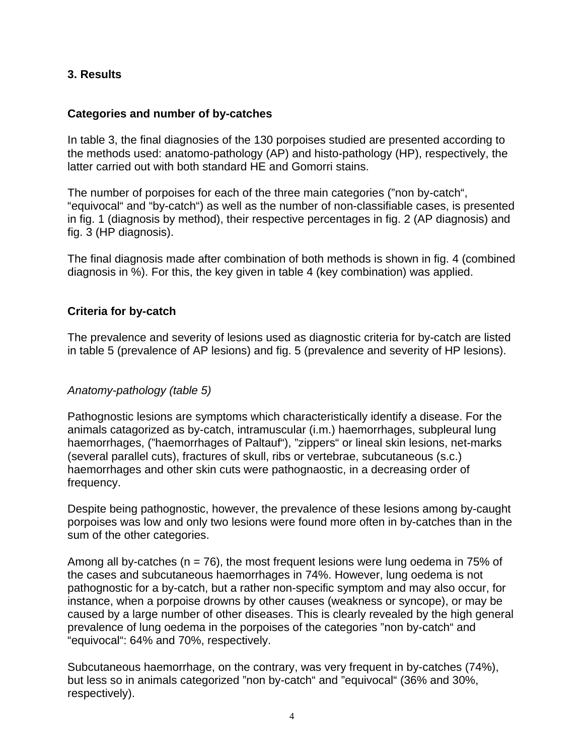## 3. Results

### Categories and number of by-catches

In table 3, the final diagnosies of the 130 porpoises studied are presented according to the methods used: anatomo-pathology (AP) and histo-pathology (HP), respectively, the latter carried out with both standard HE and Gomorri stains.

The number of porpoises for each of the three main categories (”non by-catch“, “equivocal“ and “by-catch“) as well as the number of non-classifiable cases, is presented in fig. 1 (diagnosis by method), their respective percentages in fig. 2 (AP diagnosis) and fig. 3 (HP diagnosis).

The final diagnosis made after combination of both methods is shown in fig. 4 (combined diagnosis in %). For this, the key given in table 4 (key combination) was applied.

### Criteria for by-catch

The prevalence and severity of lesions used as diagnostic criteria for by-catch are listed in table 5 (prevalence of AP lesions) and fig. 5 (prevalence and severity of HP lesions).

*Anatomy-pathology (table 5)*

Pathognostic lesions are symptoms which characteristically identify a disease. For the animals catagorized as by-catch, intramuscular (i.m.) haemorrhages, subpleural lung haemorrhages, (”haemorrhages of Paltauf“), ”zippers“ or lineal skin lesions, net-marks (several parallel cuts), fractures of skull, ribs or vertebrae, subcutaneous (s.c.) haemorrhages and other skin cuts were pathognaostic, in a decreasing order of frequency.

Despite being pathognostic, however, the prevalence of these lesions among by-caught porpoises was low and only two lesions were found more often in by-catches than in the sum of the other categories.

Among all by-catches (n = 76), the most frequent lesions were lung oedema in 75% of the cases and subcutaneous haemorrhages in 74%. However, lung oedema is not pathognostic for a by-catch, but a rather non-specific symptom and may also occur, for instance, when a porpoise drowns by other causes (weakness or syncope), or may be caused by a large number of other diseases. This is clearly revealed by the high general prevalence of lung oedema in the porpoises of the categories ”non by-catch“ and “equivocal“: 64% and 70%, respectively.

Subcutaneous haemorrhage, on the contrary, was very frequent in by-catches (74%), but less so in animals categorized ”non by-catch“ and ”equivocal“ (36% and 30%, respectively).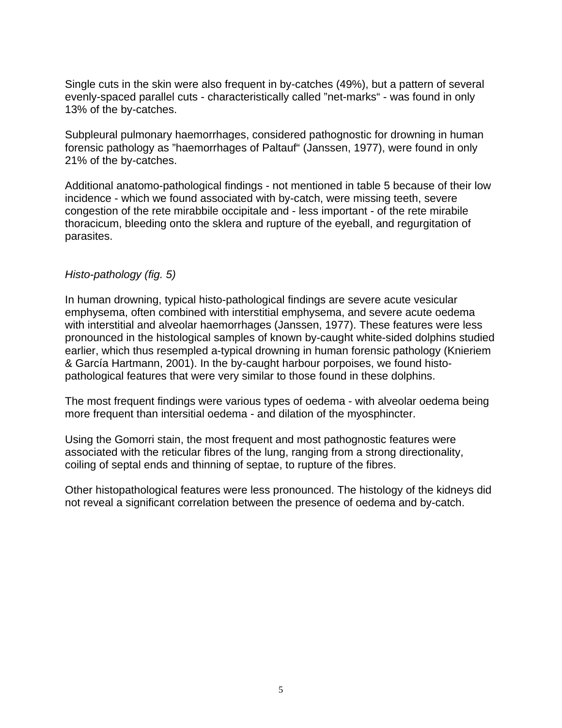Single cuts in the skin were also frequent in by-catches (49%), but a pattern of several evenly-spaced parallel cuts - characteristically called ”net-marks“ - was found in only 13% of the by-catches.

Subpleural pulmonary haemorrhages, considered pathognostic for drowning in human forensic pathology as ”haemorrhages of Paltauf“ (Janssen, 1977), were found in only 21% of the by-catches.

Additional anatomo-pathological findings - not mentioned in table 5 because of their low incidence - which we found associated with by-catch, were missing teeth, severe congestion of the rete mirabbile occipitale and - less important - of the rete mirabile thoracicum, bleeding onto the sklera and rupture of the eyeball, and regurgitation of parasites.

*Histo-pathology (fig. 5)*

In human drowning, typical histo-pathological findings are severe acute vesicular emphysema, often combined with interstitial emphysema, and severe acute oedema with interstitial and alveolar haemorrhages (Janssen, 1977). These features were less pronounced in the histological samples of known by-caught white-sided dolphins studied earlier, which thus resempled a-typical drowning in human forensic pathology (Knieriem & García Hartmann, 2001). In the by-caught harbour porpoises, we found histo-pathological features that were very similar to those found in these dolphins.

The most frequent findings were various types of oedema - with alveolar oedema being more frequent than intersitial oedema - and dilation of the myosphincter.

Using the Gomorri stain, the most frequent and most pathognostic features were associated with the reticular fibres of the lung, ranging from a strong directionality, coiling of septal ends and thinning of septae, to rupture of the fibres.

Other histopathological features were less pronounced. The histology of the kidneys did not reveal a significant correlation between the presence of oedema and by-catch.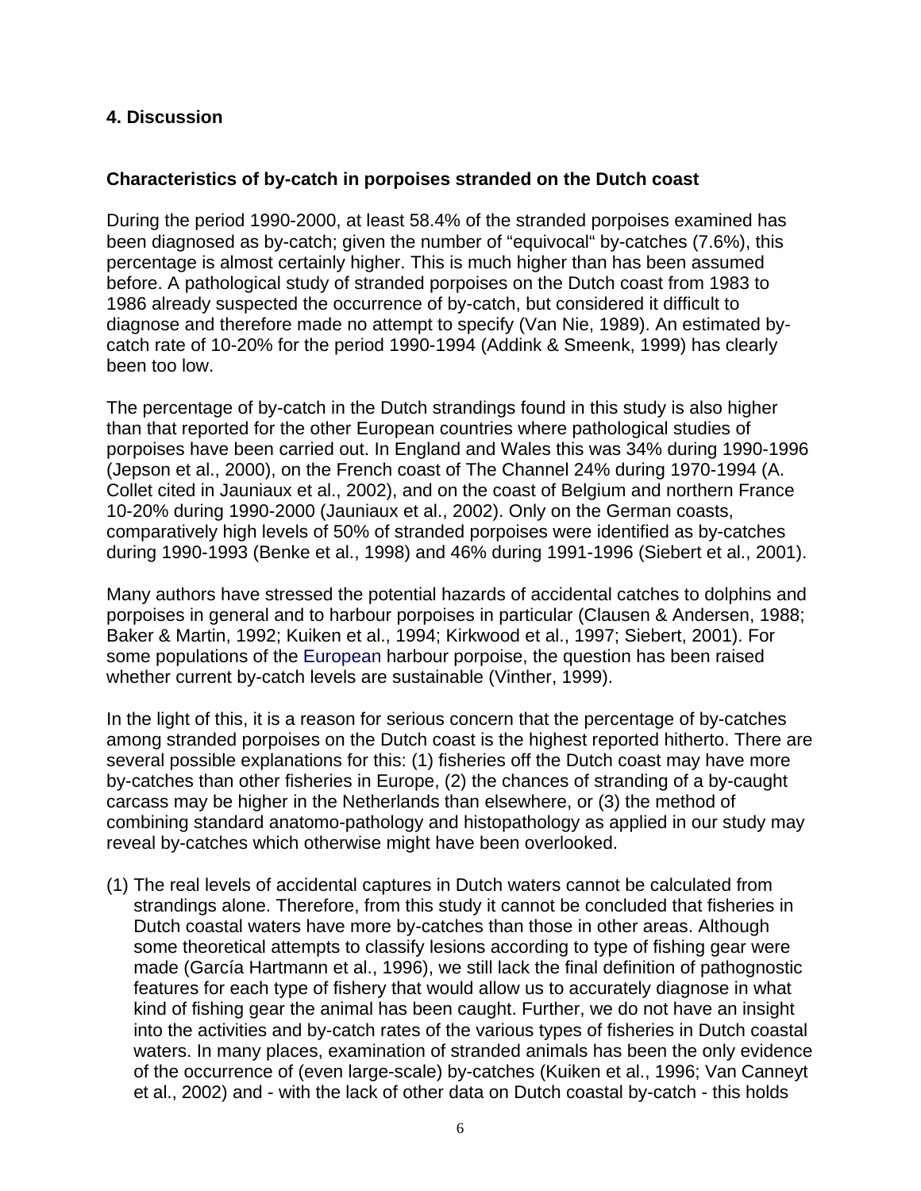## 4. Discussion

### Characteristics of by-catch in porpoises stranded on the Dutch coast

During the period 1990-2000, at least 58.4% of the stranded porpoises examined has been diagnosed as by-catch; given the number of "equivocal" by-catches (7.6%), this percentage is almost certainly higher. This is much higher than has been assumed before. A pathological study of stranded porpoises on the Dutch coast from 1983 to 1986 already suspected the occurrence of by-catch, but considered it difficult to diagnose and therefore made no attempt to specify (Van Nie, 1989). An estimated by-catch rate of 10-20% for the period 1990-1994 (Addink & Smeenk, 1999) has clearly been too low.

The percentage of by-catch in the Dutch strandings found in this study is also higher than that reported for the other European countries where pathological studies of porpoises have been carried out. In England and Wales this was 34% during 1990-1996 (Jepson et al., 2000), on the French coast of The Channel 24% during 1970-1994 (A. Collet cited in Jauniaux et al., 2002), and on the coast of Belgium and northern France 10-20% during 1990-2000 (Jauniaux et al., 2002). Only on the German coasts, comparatively high levels of 50% of stranded porpoises were identified as by-catches during 1990-1993 (Benke et al., 1998) and 46% during 1991-1996 (Siebert et al., 2001).

Many authors have stressed the potential hazards of accidental catches to dolphins and porpoises in general and to harbour porpoises in particular (Clausen & Andersen, 1988; Baker & Martin, 1992; Kuiken et al., 1994; Kirkwood et al., 1997; Siebert, 2001). For some populations of the European harbour porpoise, the question has been raised whether current by-catch levels are sustainable (Vinther, 1999).

In the light of this, it is a reason for serious concern that the percentage of by-catches among stranded porpoises on the Dutch coast is the highest reported hitherto. There are several possible explanations for this: (1) fisheries off the Dutch coast may have more by-catches than other fisheries in Europe, (2) the chances of stranding of a by-caught carcass may be higher in the Netherlands than elsewhere, or (3) the method of combining standard anatomo-pathology and histopathology as applied in our study may reveal by-catches which otherwise might have been overlooked.

(1) The real levels of accidental captures in Dutch waters cannot be calculated from strandings alone. Therefore, from this study it cannot be concluded that fisheries in Dutch coastal waters have more by-catches than those in other areas. Although some theoretical attempts to classify lesions according to type of fishing gear were made (García Hartmann et al., 1996), we still lack the final definition of pathognostic features for each type of fishery that would allow us to accurately diagnose in what kind of fishing gear the animal has been caught. Further, we do not have an insight into the activities and by-catch rates of the various types of fisheries in Dutch coastal waters. In many places, examination of stranded animals has been the only evidence of the occurrence of (even large-scale) by-catches (Kuiken et al., 1996; Van Canneyt et al., 2002) and - with the lack of other data on Dutch coastal by-catch - this holds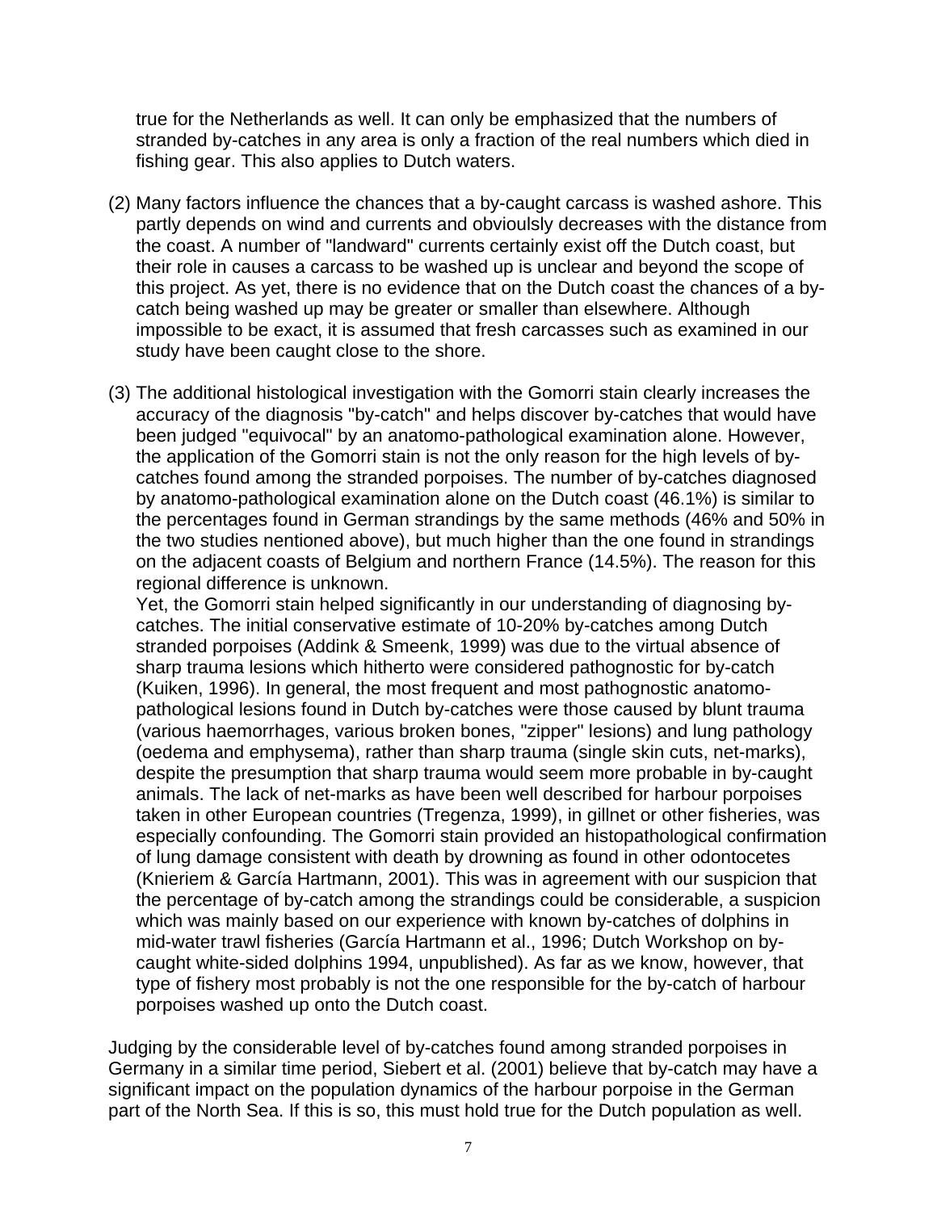true for the Netherlands as well. It can only be emphasized that the numbers of stranded by-catches in any area is only a fraction of the real numbers which died in fishing gear. This also applies to Dutch waters.

(2) Many factors influence the chances that a by-caught carcass is washed ashore. This partly depends on wind and currents and obvioulsly decreases with the distance from the coast. A number of "landward" currents certainly exist off the Dutch coast, but their role in causes a carcass to be washed up is unclear and beyond the scope of this project. As yet, there is no evidence that on the Dutch coast the chances of a by-catch being washed up may be greater or smaller than elsewhere. Although impossible to be exact, it is assumed that fresh carcasses such as examined in our study have been caught close to the shore.

(3) The additional histological investigation with the Gomorri stain clearly increases the accuracy of the diagnosis "by-catch" and helps discover by-catches that would have been judged "equivocal" by an anatomo-pathological examination alone. However, the application of the Gomorri stain is not the only reason for the high levels of by-catches found among the stranded porpoises. The number of by-catches diagnosed by anatomo-pathological examination alone on the Dutch coast (46.1%) is similar to the percentages found in German strandings by the same methods (46% and 50% in the two studies nentioned above), but much higher than the one found in strandings on the adjacent coasts of Belgium and northern France (14.5%). The reason for this regional difference is unknown.
Yet, the Gomorri stain helped significantly in our understanding of diagnosing by-catches. The initial conservative estimate of 10-20% by-catches among Dutch stranded porpoises (Addink & Smeenk, 1999) was due to the virtual absence of sharp trauma lesions which hitherto were considered pathognostic for by-catch (Kuiken, 1996). In general, the most frequent and most pathognostic anatomo-pathological lesions found in Dutch by-catches were those caused by blunt trauma (various haemorrhages, various broken bones, "zipper" lesions) and lung pathology (oedema and emphysema), rather than sharp trauma (single skin cuts, net-marks), despite the presumption that sharp trauma would seem more probable in by-caught animals. The lack of net-marks as have been well described for harbour porpoises taken in other European countries (Tregenza, 1999), in gillnet or other fisheries, was especially confounding. The Gomorri stain provided an histopathological confirmation of lung damage consistent with death by drowning as found in other odontocetes (Knieriem & García Hartmann, 2001). This was in agreement with our suspicion that the percentage of by-catch among the strandings could be considerable, a suspicion which was mainly based on our experience with known by-catches of dolphins in mid-water trawl fisheries (García Hartmann et al., 1996; Dutch Workshop on by-caught white-sided dolphins 1994, unpublished). As far as we know, however, that type of fishery most probably is not the one responsible for the by-catch of harbour porpoises washed up onto the Dutch coast.

Judging by the considerable level of by-catches found among stranded porpoises in Germany in a similar time period, Siebert et al. (2001) believe that by-catch may have a significant impact on the population dynamics of the harbour porpoise in the German part of the North Sea. If this is so, this must hold true for the Dutch population as well.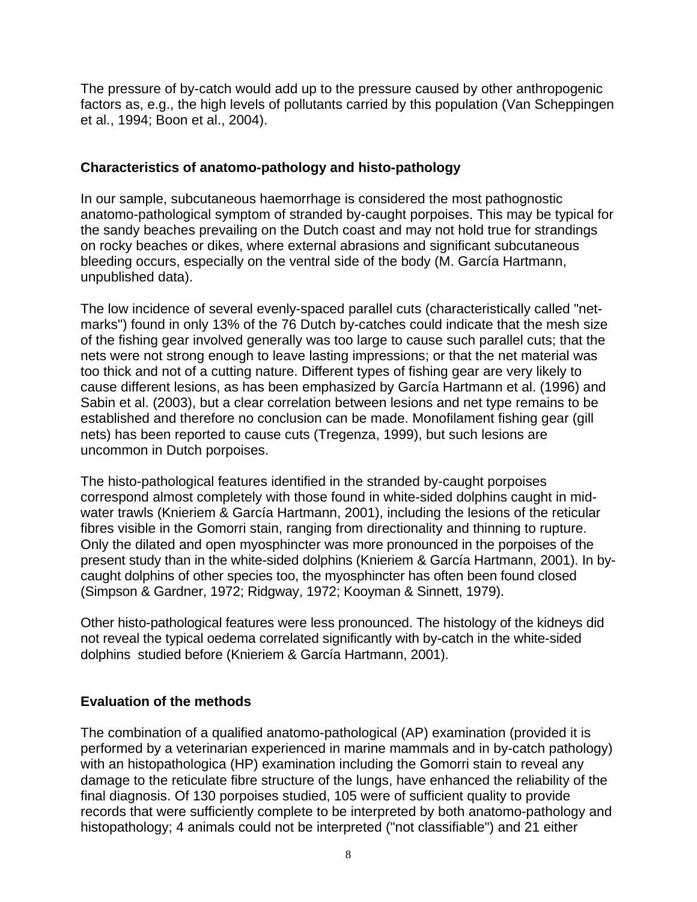The pressure of by-catch would add up to the pressure caused by other anthropogenic factors as, e.g., the high levels of pollutants carried by this population (Van Scheppingen et al., 1994; Boon et al., 2004).

### Characteristics of anatomo-pathology and histo-pathology

In our sample, subcutaneous haemorrhage is considered the most pathognostic anatomo-pathological symptom of stranded by-caught porpoises. This may be typical for the sandy beaches prevailing on the Dutch coast and may not hold true for strandings on rocky beaches or dikes, where external abrasions and significant subcutaneous bleeding occurs, especially on the ventral side of the body (M. García Hartmann, unpublished data).

The low incidence of several evenly-spaced parallel cuts (characteristically called "net-marks") found in only 13% of the 76 Dutch by-catches could indicate that the mesh size of the fishing gear involved generally was too large to cause such parallel cuts; that the nets were not strong enough to leave lasting impressions; or that the net material was too thick and not of a cutting nature. Different types of fishing gear are very likely to cause different lesions, as has been emphasized by García Hartmann et al. (1996) and Sabin et al. (2003), but a clear correlation between lesions and net type remains to be established and therefore no conclusion can be made. Monofilament fishing gear (gill nets) has been reported to cause cuts (Tregenza, 1999), but such lesions are uncommon in Dutch porpoises.

The histo-pathological features identified in the stranded by-caught porpoises correspond almost completely with those found in white-sided dolphins caught in mid-water trawls (Knieriem & García Hartmann, 2001), including the lesions of the reticular fibres visible in the Gomorri stain, ranging from directionality and thinning to rupture. Only the dilated and open myosphincter was more pronounced in the porpoises of the present study than in the white-sided dolphins (Knieriem & García Hartmann, 2001). In by-caught dolphins of other species too, the myosphincter has often been found closed (Simpson & Gardner, 1972; Ridgway, 1972; Kooyman & Sinnett, 1979).

Other histo-pathological features were less pronounced. The histology of the kidneys did not reveal the typical oedema correlated significantly with by-catch in the white-sided dolphins studied before (Knieriem & García Hartmann, 2001).

### Evaluation of the methods

The combination of a qualified anatomo-pathological (AP) examination (provided it is performed by a veterinarian experienced in marine mammals and in by-catch pathology) with an histopathologica (HP) examination including the Gomorri stain to reveal any damage to the reticulate fibre structure of the lungs, have enhanced the reliability of the final diagnosis. Of 130 porpoises studied, 105 were of sufficient quality to provide records that were sufficiently complete to be interpreted by both anatomo-pathology and histopathology; 4 animals could not be interpreted ("not classifiable") and 21 either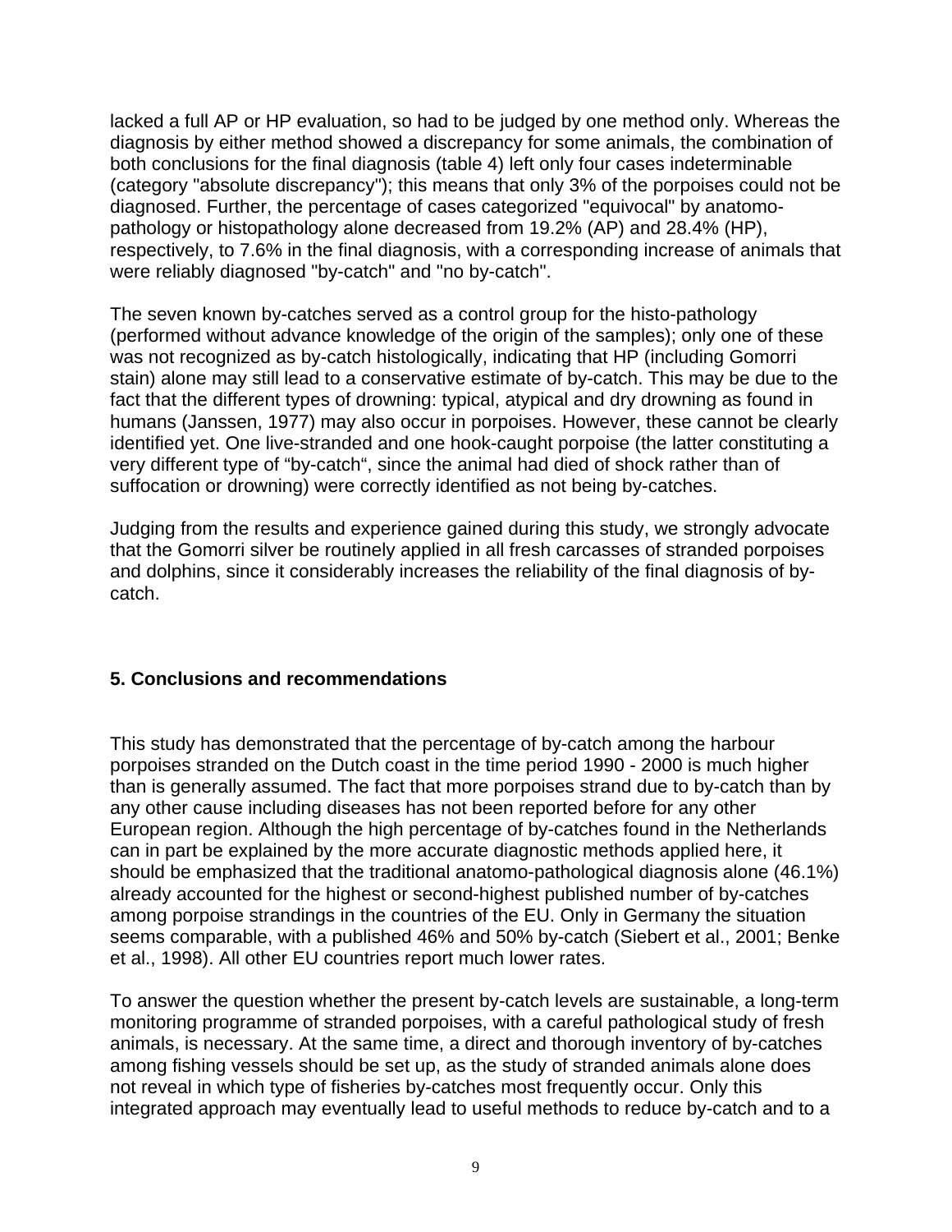lacked a full AP or HP evaluation, so had to be judged by one method only. Whereas the diagnosis by either method showed a discrepancy for some animals, the combination of both conclusions for the final diagnosis (table 4) left only four cases indeterminable (category "absolute discrepancy"); this means that only 3% of the porpoises could not be diagnosed. Further, the percentage of cases categorized "equivocal" by anatomo-pathology or histopathology alone decreased from 19.2% (AP) and 28.4% (HP), respectively, to 7.6% in the final diagnosis, with a corresponding increase of animals that were reliably diagnosed "by-catch" and "no by-catch".

The seven known by-catches served as a control group for the histo-pathology (performed without advance knowledge of the origin of the samples); only one of these was not recognized as by-catch histologically, indicating that HP (including Gomorri stain) alone may still lead to a conservative estimate of by-catch. This may be due to the fact that the different types of drowning: typical, atypical and dry drowning as found in humans (Janssen, 1977) may also occur in porpoises. However, these cannot be clearly identified yet. One live-stranded and one hook-caught porpoise (the latter constituting a very different type of "by-catch", since the animal had died of shock rather than of suffocation or drowning) were correctly identified as not being by-catches.

Judging from the results and experience gained during this study, we strongly advocate that the Gomorri silver be routinely applied in all fresh carcasses of stranded porpoises and dolphins, since it considerably increases the reliability of the final diagnosis of by-catch.

## 5. Conclusions and recommendations

This study has demonstrated that the percentage of by-catch among the harbour porpoises stranded on the Dutch coast in the time period 1990 - 2000 is much higher than is generally assumed. The fact that more porpoises strand due to by-catch than by any other cause including diseases has not been reported before for any other European region. Although the high percentage of by-catches found in the Netherlands can in part be explained by the more accurate diagnostic methods applied here, it should be emphasized that the traditional anatomo-pathological diagnosis alone (46.1%) already accounted for the highest or second-highest published number of by-catches among porpoise strandings in the countries of the EU. Only in Germany the situation seems comparable, with a published 46% and 50% by-catch (Siebert et al., 2001; Benke et al., 1998). All other EU countries report much lower rates.

To answer the question whether the present by-catch levels are sustainable, a long-term monitoring programme of stranded porpoises, with a careful pathological study of fresh animals, is necessary. At the same time, a direct and thorough inventory of by-catches among fishing vessels should be set up, as the study of stranded animals alone does not reveal in which type of fisheries by-catches most frequently occur. Only this integrated approach may eventually lead to useful methods to reduce by-catch and to a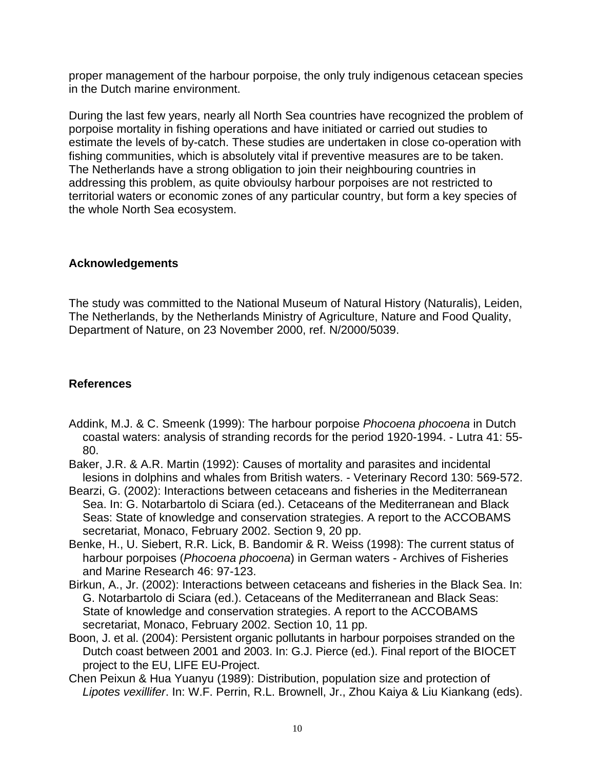proper management of the harbour porpoise, the only truly indigenous cetacean species in the Dutch marine environment.

During the last few years, nearly all North Sea countries have recognized the problem of porpoise mortality in fishing operations and have initiated or carried out studies to estimate the levels of by-catch. These studies are undertaken in close co-operation with fishing communities, which is absolutely vital if preventive measures are to be taken. The Netherlands have a strong obligation to join their neighbouring countries in addressing this problem, as quite obvioulsy harbour porpoises are not restricted to territorial waters or economic zones of any particular country, but form a key species of the whole North Sea ecosystem.

## Acknowledgements

The study was committed to the National Museum of Natural History (Naturalis), Leiden, The Netherlands, by the Netherlands Ministry of Agriculture, Nature and Food Quality, Department of Nature, on 23 November 2000, ref. N/2000/5039.

## References

Addink, M.J. & C. Smeenk (1999): The harbour porpoise *Phocoena phocoena* in Dutch coastal waters: analysis of stranding records for the period 1920-1994. - Lutra 41: 55-80.

Baker, J.R. & A.R. Martin (1992): Causes of mortality and parasites and incidental lesions in dolphins and whales from British waters. - Veterinary Record 130: 569-572.

Bearzi, G. (2002): Interactions between cetaceans and fisheries in the Mediterranean Sea. In: G. Notarbartolo di Sciara (ed.). Cetaceans of the Mediterranean and Black Seas: State of knowledge and conservation strategies. A report to the ACCOBAMS secretariat, Monaco, February 2002. Section 9, 20 pp.

Benke, H., U. Siebert, R.R. Lick, B. Bandomir & R. Weiss (1998): The current status of harbour porpoises (*Phocoena phocoena*) in German waters - Archives of Fisheries and Marine Research 46: 97-123.

Birkun, A., Jr. (2002): Interactions between cetaceans and fisheries in the Black Sea. In: G. Notarbartolo di Sciara (ed.). Cetaceans of the Mediterranean and Black Seas: State of knowledge and conservation strategies. A report to the ACCOBAMS secretariat, Monaco, February 2002. Section 10, 11 pp.

Boon, J. et al. (2004): Persistent organic pollutants in harbour porpoises stranded on the Dutch coast between 2001 and 2003. In: G.J. Pierce (ed.). Final report of the BIOCET project to the EU, LIFE EU-Project.

Chen Peixun & Hua Yuanyu (1989): Distribution, population size and protection of *Lipotes vexillifer*. In: W.F. Perrin, R.L. Brownell, Jr., Zhou Kaiya & Liu Kiankang (eds).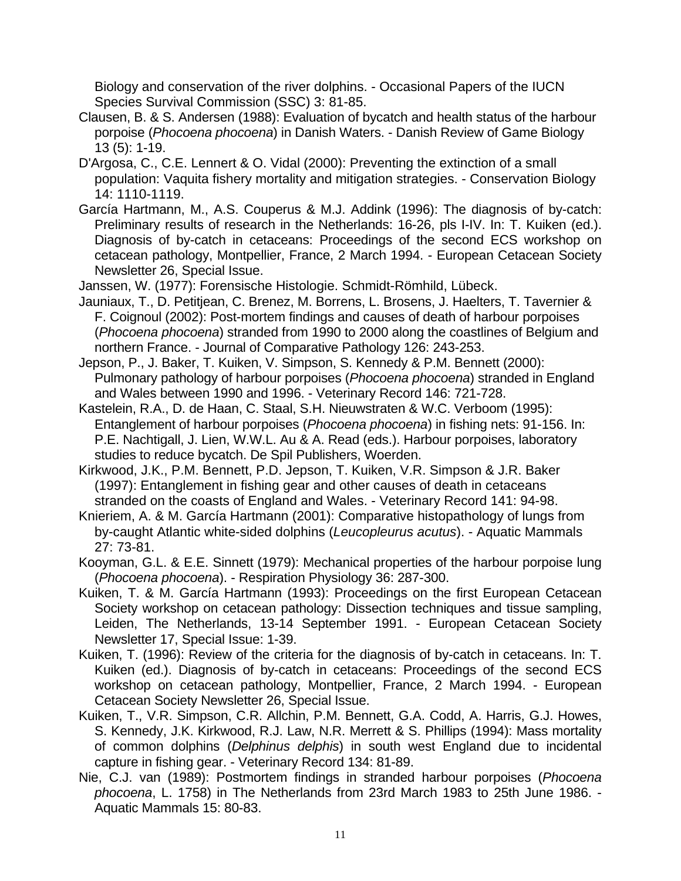Biology and conservation of the river dolphins. - Occasional Papers of the IUCN Species Survival Commission (SSC) 3: 81-85.

Clausen, B. & S. Andersen (1988): Evaluation of bycatch and health status of the harbour porpoise (*Phocoena phocoena*) in Danish Waters. - Danish Review of Game Biology 13 (5): 1-19.

D'Argosa, C., C.E. Lennert & O. Vidal (2000): Preventing the extinction of a small population: Vaquita fishery mortality and mitigation strategies. - Conservation Biology 14: 1110-1119.

García Hartmann, M., A.S. Couperus & M.J. Addink (1996): The diagnosis of by-catch: Preliminary results of research in the Netherlands: 16-26, pls I-IV. In: T. Kuiken (ed.). Diagnosis of by-catch in cetaceans: Proceedings of the second ECS workshop on cetacean pathology, Montpellier, France, 2 March 1994. - European Cetacean Society Newsletter 26, Special Issue.

Janssen, W. (1977): Forensische Histologie. Schmidt-Römhild, Lübeck.

Jauniaux, T., D. Petitjean, C. Brenez, M. Borrens, L. Brosens, J. Haelters, T. Tavernier & F. Coignoul (2002): Post-mortem findings and causes of death of harbour porpoises (*Phocoena phocoena*) stranded from 1990 to 2000 along the coastlines of Belgium and northern France. - Journal of Comparative Pathology 126: 243-253.

Jepson, P., J. Baker, T. Kuiken, V. Simpson, S. Kennedy & P.M. Bennett (2000): Pulmonary pathology of harbour porpoises (*Phocoena phocoena*) stranded in England and Wales between 1990 and 1996. - Veterinary Record 146: 721-728.

Kastelein, R.A., D. de Haan, C. Staal, S.H. Nieuwstraten & W.C. Verboom (1995): Entanglement of harbour porpoises (*Phocoena phocoena*) in fishing nets: 91-156. In: P.E. Nachtigall, J. Lien, W.W.L. Au & A. Read (eds.). Harbour porpoises, laboratory studies to reduce bycatch. De Spil Publishers, Woerden.

Kirkwood, J.K., P.M. Bennett, P.D. Jepson, T. Kuiken, V.R. Simpson & J.R. Baker (1997): Entanglement in fishing gear and other causes of death in cetaceans stranded on the coasts of England and Wales. - Veterinary Record 141: 94-98.

Knieriem, A. & M. García Hartmann (2001): Comparative histopathology of lungs from by-caught Atlantic white-sided dolphins (*Leucopleurus acutus*). - Aquatic Mammals 27: 73-81.

Kooyman, G.L. & E.E. Sinnett (1979): Mechanical properties of the harbour porpoise lung (*Phocoena phocoena*). - Respiration Physiology 36: 287-300.

Kuiken, T. & M. García Hartmann (1993): Proceedings on the first European Cetacean Society workshop on cetacean pathology: Dissection techniques and tissue sampling, Leiden, The Netherlands, 13-14 September 1991. - European Cetacean Society Newsletter 17, Special Issue: 1-39.

Kuiken, T. (1996): Review of the criteria for the diagnosis of by-catch in cetaceans. In: T. Kuiken (ed.). Diagnosis of by-catch in cetaceans: Proceedings of the second ECS workshop on cetacean pathology, Montpellier, France, 2 March 1994. - European Cetacean Society Newsletter 26, Special Issue.

Kuiken, T., V.R. Simpson, C.R. Allchin, P.M. Bennett, G.A. Codd, A. Harris, G.J. Howes, S. Kennedy, J.K. Kirkwood, R.J. Law, N.R. Merrett & S. Phillips (1994): Mass mortality of common dolphins (*Delphinus delphis*) in south west England due to incidental capture in fishing gear. - Veterinary Record 134: 81-89.

Nie, C.J. van (1989): Postmortem findings in stranded harbour porpoises (*Phocoena phocoena*, L. 1758) in The Netherlands from 23rd March 1983 to 25th June 1986. - Aquatic Mammals 15: 80-83.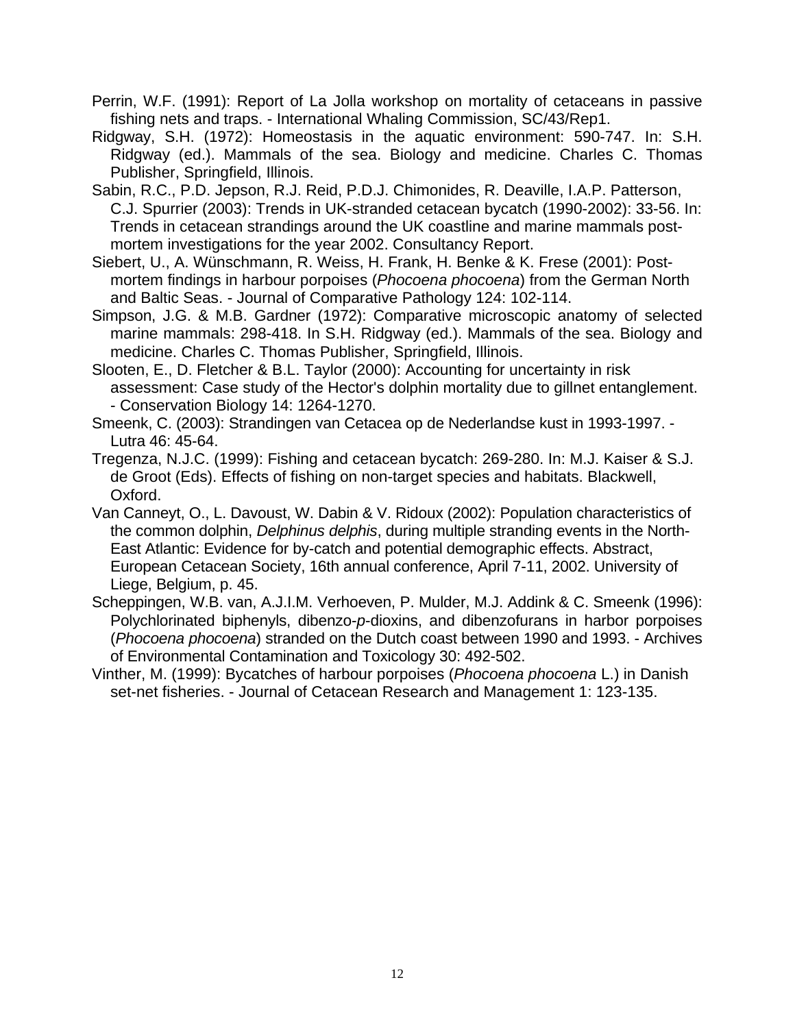Perrin, W.F. (1991): Report of La Jolla workshop on mortality of cetaceans in passive fishing nets and traps. - International Whaling Commission, SC/43/Rep1.

Ridgway, S.H. (1972): Homeostasis in the aquatic environment: 590-747. In: S.H. Ridgway (ed.). Mammals of the sea. Biology and medicine. Charles C. Thomas Publisher, Springfield, Illinois.

Sabin, R.C., P.D. Jepson, R.J. Reid, P.D.J. Chimonides, R. Deaville, I.A.P. Patterson, C.J. Spurrier (2003): Trends in UK-stranded cetacean bycatch (1990-2002): 33-56. In: Trends in cetacean strandings around the UK coastline and marine mammals post-mortem investigations for the year 2002. Consultancy Report.

Siebert, U., A. Wünschmann, R. Weiss, H. Frank, H. Benke & K. Frese (2001): Post-mortem findings in harbour porpoises (*Phocoena phocoena*) from the German North and Baltic Seas. - Journal of Comparative Pathology 124: 102-114.

Simpson, J.G. & M.B. Gardner (1972): Comparative microscopic anatomy of selected marine mammals: 298-418. In S.H. Ridgway (ed.). Mammals of the sea. Biology and medicine. Charles C. Thomas Publisher, Springfield, Illinois.

Slooten, E., D. Fletcher & B.L. Taylor (2000): Accounting for uncertainty in risk assessment: Case study of the Hector's dolphin mortality due to gillnet entanglement. - Conservation Biology 14: 1264-1270.

Smeenk, C. (2003): Strandingen van Cetacea op de Nederlandse kust in 1993-1997. - Lutra 46: 45-64.

Tregenza, N.J.C. (1999): Fishing and cetacean bycatch: 269-280. In: M.J. Kaiser & S.J. de Groot (Eds). Effects of fishing on non-target species and habitats. Blackwell, Oxford.

Van Canneyt, O., L. Davoust, W. Dabin & V. Ridoux (2002): Population characteristics of the common dolphin, *Delphinus delphis*, during multiple stranding events in the North-East Atlantic: Evidence for by-catch and potential demographic effects. Abstract, European Cetacean Society, 16th annual conference, April 7-11, 2002. University of Liege, Belgium, p. 45.

Scheppingen, W.B. van, A.J.I.M. Verhoeven, P. Mulder, M.J. Addink & C. Smeenk (1996): Polychlorinated biphenyls, dibenzo-*p*-dioxins, and dibenzofurans in harbor porpoises (*Phocoena phocoena*) stranded on the Dutch coast between 1990 and 1993. - Archives of Environmental Contamination and Toxicology 30: 492-502.

Vinther, M. (1999): Bycatches of harbour porpoises (*Phocoena phocoena* L.) in Danish set-net fisheries. - Journal of Cetacean Research and Management 1: 123-135.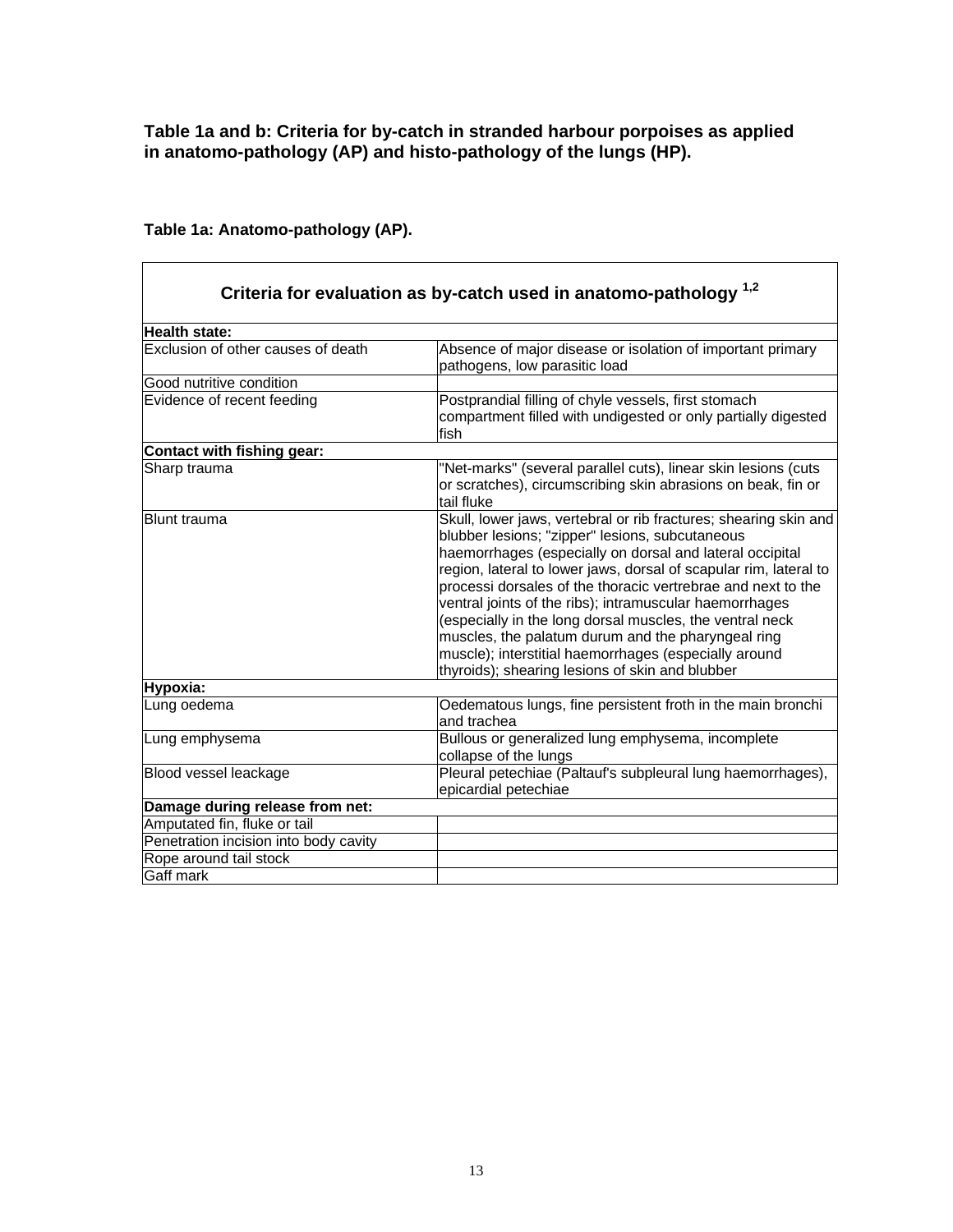**Table 1a and b: Criteria for by-catch in stranded harbour porpoises as applied in anatomo-pathology (AP) and histo-pathology of the lungs (HP).**

**Table 1a: Anatomo-pathology (AP).**

| Criteria for evaluation as by-catch used in anatomo-pathology [1,2] | |
|---|---|
| **Health state:** | |
| Exclusion of other causes of death | Absence of major disease or isolation of important primary pathogens, low parasitic load |
| Good nutritive condition | |
| Evidence of recent feeding | Postprandial filling of chyle vessels, first stomach compartment filled with undigested or only partially digested fish |
| **Contact with fishing gear:** | |
| Sharp trauma | "Net-marks" (several parallel cuts), linear skin lesions (cuts or scratches), circumscribing skin abrasions on beak, fin or tail fluke |
| Blunt trauma | Skull, lower jaws, vertebral or rib fractures; shearing skin and blubber lesions; "zipper" lesions, subcutaneous haemorrhages (especially on dorsal and lateral occipital region, lateral to lower jaws, dorsal of scapular rim, lateral to processi dorsales of the thoracic vertrebrae and next to the ventral joints of the ribs); intramuscular haemorrhages (especially in the long dorsal muscles, the ventral neck muscles, the palatum durum and the pharyngeal ring muscle); interstitial haemorrhages (especially around thyroids); shearing lesions of skin and blubber |
| **Hypoxia:** | |
| Lung oedema | Oedematous lungs, fine persistent froth in the main bronchi and trachea |
| Lung emphysema | Bullous or generalized lung emphysema, incomplete collapse of the lungs |
| Blood vessel leackage | Pleural petechiae (Paltauf's subpleural lung haemorrhages), epicardial petechiae |
| **Damage during release from net:** | |
| Amputated fin, fluke or tail | |
| Penetration incision into body cavity | |
| Rope around tail stock | |
| Gaff mark | |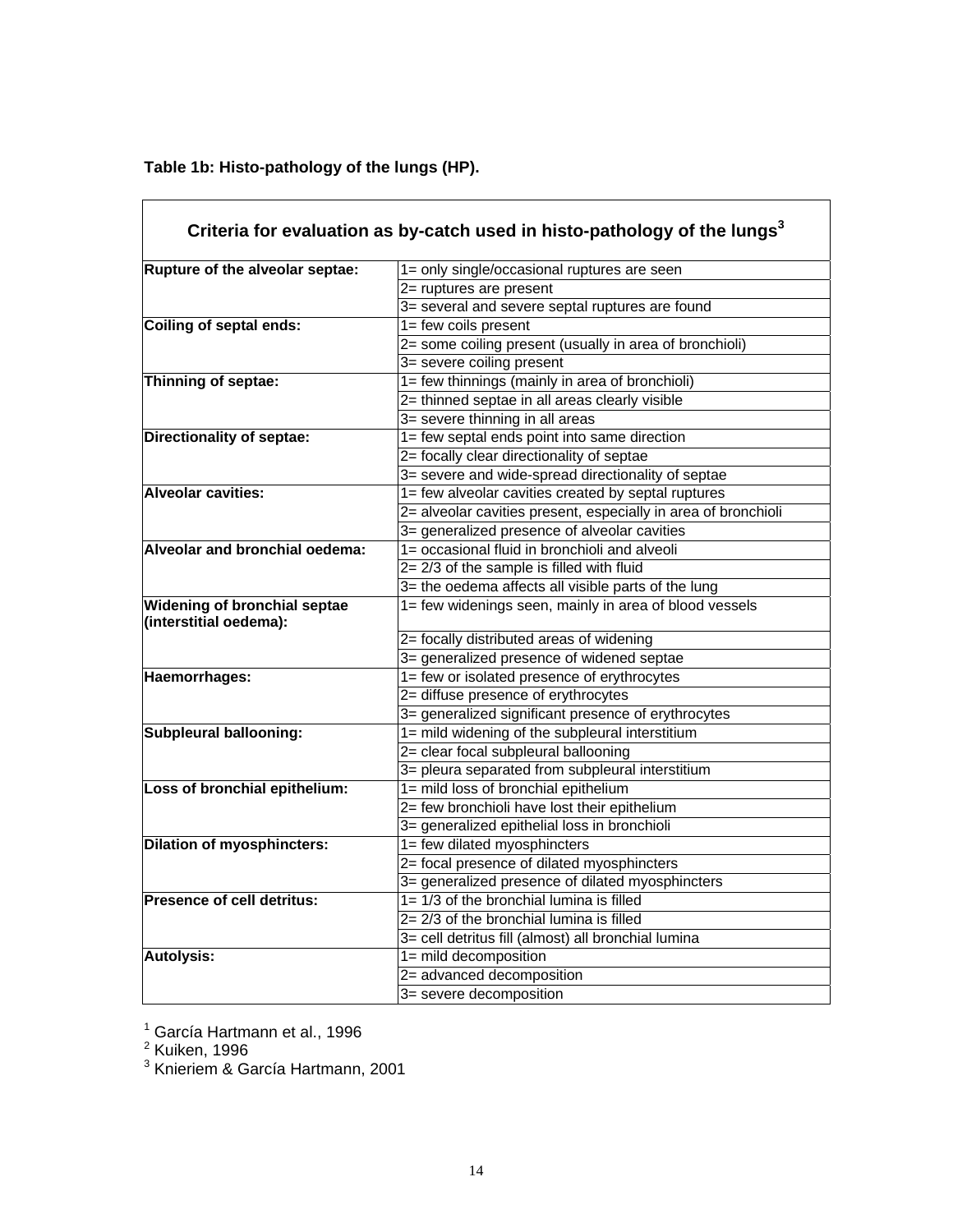**Table 1b: Histo-pathology of the lungs (HP).**

| Criteria for evaluation as by-catch used in histo-pathology of the lungs[3] | |
|---|---|
| **Rupture of the alveolar septae:** | 1= only single/occasional ruptures are seen |
| | 2= ruptures are present |
| | 3= several and severe septal ruptures are found |
| **Coiling of septal ends:** | 1= few coils present |
| | 2= some coiling present (usually in area of bronchioli) |
| | 3= severe coiling present |
| **Thinning of septae:** | 1= few thinnings (mainly in area of bronchioli) |
| | 2= thinned septae in all areas clearly visible |
| | 3= severe thinning in all areas |
| **Directionality of septae:** | 1= few septal ends point into same direction |
| | 2= focally clear directionality of septae |
| | 3= severe and wide-spread directionality of septae |
| **Alveolar cavities:** | 1= few alveolar cavities created by septal ruptures |
| | 2= alveolar cavities present, especially in area of bronchioli |
| | 3= generalized presence of alveolar cavities |
| **Alveolar and bronchial oedema:** | 1= occasional fluid in bronchioli and alveoli |
| | 2= 2/3 of the sample is filled with fluid |
| | 3= the oedema affects all visible parts of the lung |
| **Widening of bronchial septae (interstitial oedema):** | 1= few widenings seen, mainly in area of blood vessels |
| | 2= focally distributed areas of widening |
| | 3= generalized presence of widened septae |
| **Haemorrhages:** | 1= few or isolated presence of erythrocytes |
| | 2= diffuse presence of erythrocytes |
| | 3= generalized significant presence of erythrocytes |
| **Subpleural ballooning:** | 1= mild widening of the subpleural interstitium |
| | 2= clear focal subpleural ballooning |
| | 3= pleura separated from subpleural interstitium |
| **Loss of bronchial epithelium:** | 1= mild loss of bronchial epithelium |
| | 2= few bronchioli have lost their epithelium |
| | 3= generalized epithelial loss in bronchioli |
| **Dilation of myosphincters:** | 1= few dilated myosphincters |
| | 2= focal presence of dilated myosphincters |
| | 3= generalized presence of dilated myosphincters |
| **Presence of cell detritus:** | 1= 1/3 of the bronchial lumina is filled |
| | 2= 2/3 of the bronchial lumina is filled |
| | 3= cell detritus fill (almost) all bronchial lumina |
| **Autolysis:** | 1= mild decomposition |
| | 2= advanced decomposition |
| | 3= severe decomposition |

[1] García Hartmann et al., 1996
[2] Kuiken, 1996
[3] Knieriem & García Hartmann, 2001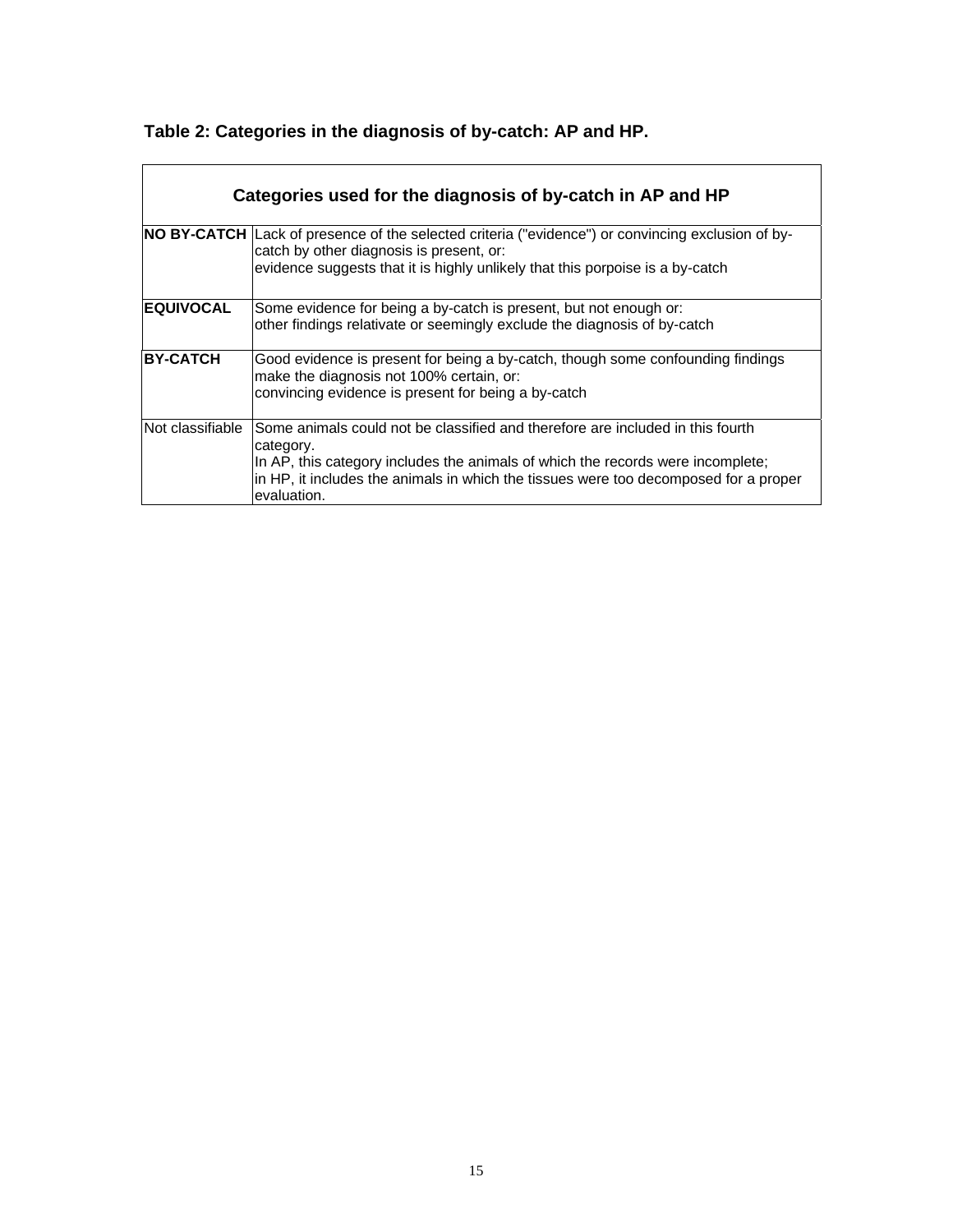**Table 2: Categories in the diagnosis of by-catch: AP and HP.**

| Categories used for the diagnosis of by-catch in AP and HP | |
|---|---|
| **NO BY-CATCH** | Lack of presence of the selected criteria ("evidence") or convincing exclusion of by-catch by other diagnosis is present, or:<br>evidence suggests that it is highly unlikely that this porpoise is a by-catch |
| **EQUIVOCAL** | Some evidence for being a by-catch is present, but not enough or:<br>other findings relativate or seemingly exclude the diagnosis of by-catch |
| **BY-CATCH** | Good evidence is present for being a by-catch, though some confounding findings make the diagnosis not 100% certain, or:<br>convincing evidence is present for being a by-catch |
| Not classifiable | Some animals could not be classified and therefore are included in this fourth category.<br>In AP, this category includes the animals of which the records were incomplete;<br>in HP, it includes the animals in which the tissues were too decomposed for a proper evaluation. |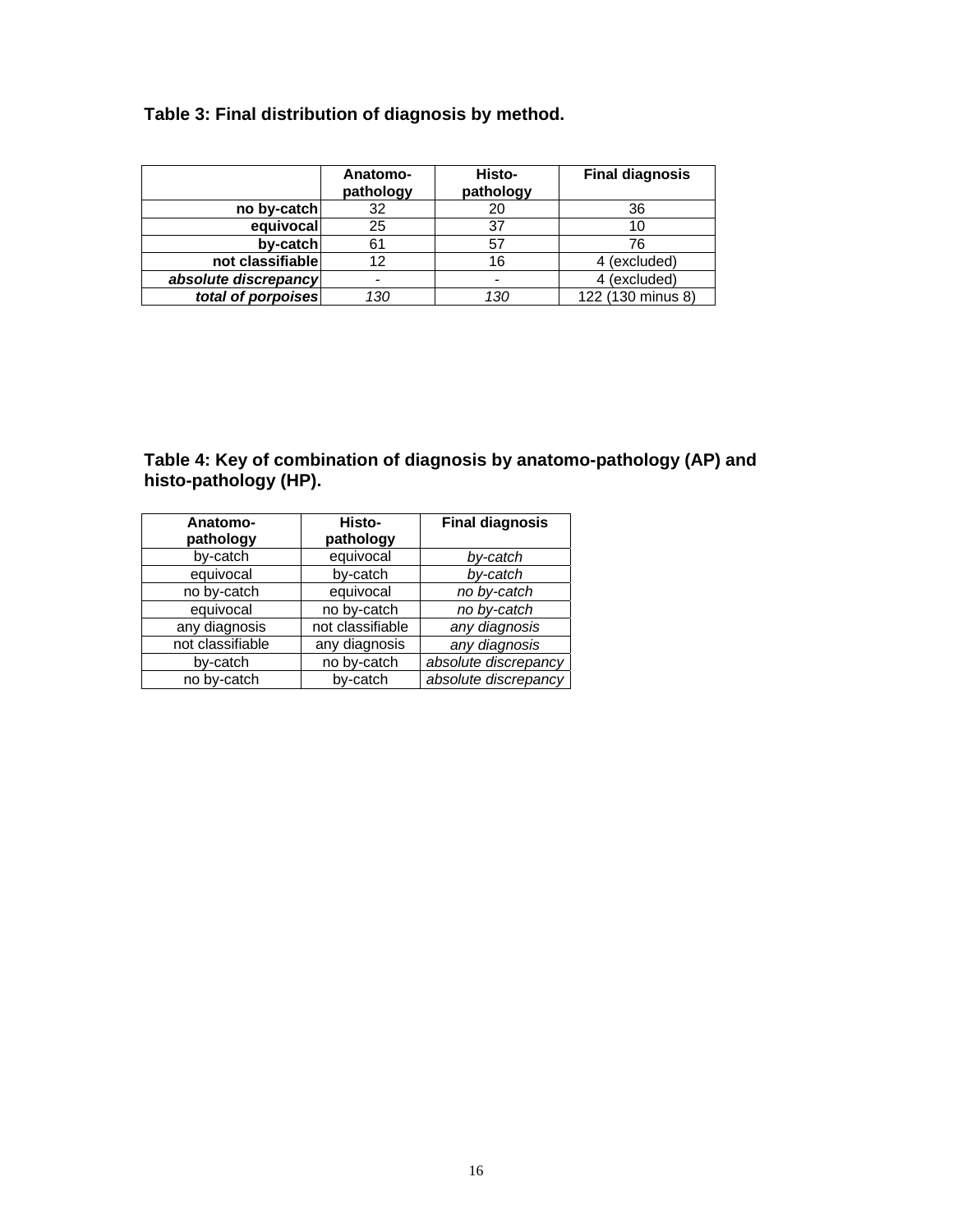**Table 3: Final distribution of diagnosis by method.**

| | Anatomo-pathology | Histo-pathology | Final diagnosis |
|---|---|---|---|
| **no by-catch** | 32 | 20 | 36 |
| **equivocal** | 25 | 37 | 10 |
| **by-catch** | 61 | 57 | 76 |
| **not classifiable** | 12 | 16 | 4 (excluded) |
| ***absolute discrepancy*** | - | - | 4 (excluded) |
| ***total of porpoises*** | *130* | *130* | 122 (130 minus 8) |

**Table 4: Key of combination of diagnosis by anatomo-pathology (AP) and histo-pathology (HP).**

| Anatomo-pathology | Histo-pathology | Final diagnosis |
|---|---|---|
| by-catch | equivocal | *by-catch* |
| equivocal | by-catch | *by-catch* |
| no by-catch | equivocal | *no by-catch* |
| equivocal | no by-catch | *no by-catch* |
| any diagnosis | not classifiable | *any diagnosis* |
| not classifiable | any diagnosis | *any diagnosis* |
| by-catch | no by-catch | *absolute discrepancy* |
| no by-catch | by-catch | *absolute discrepancy* |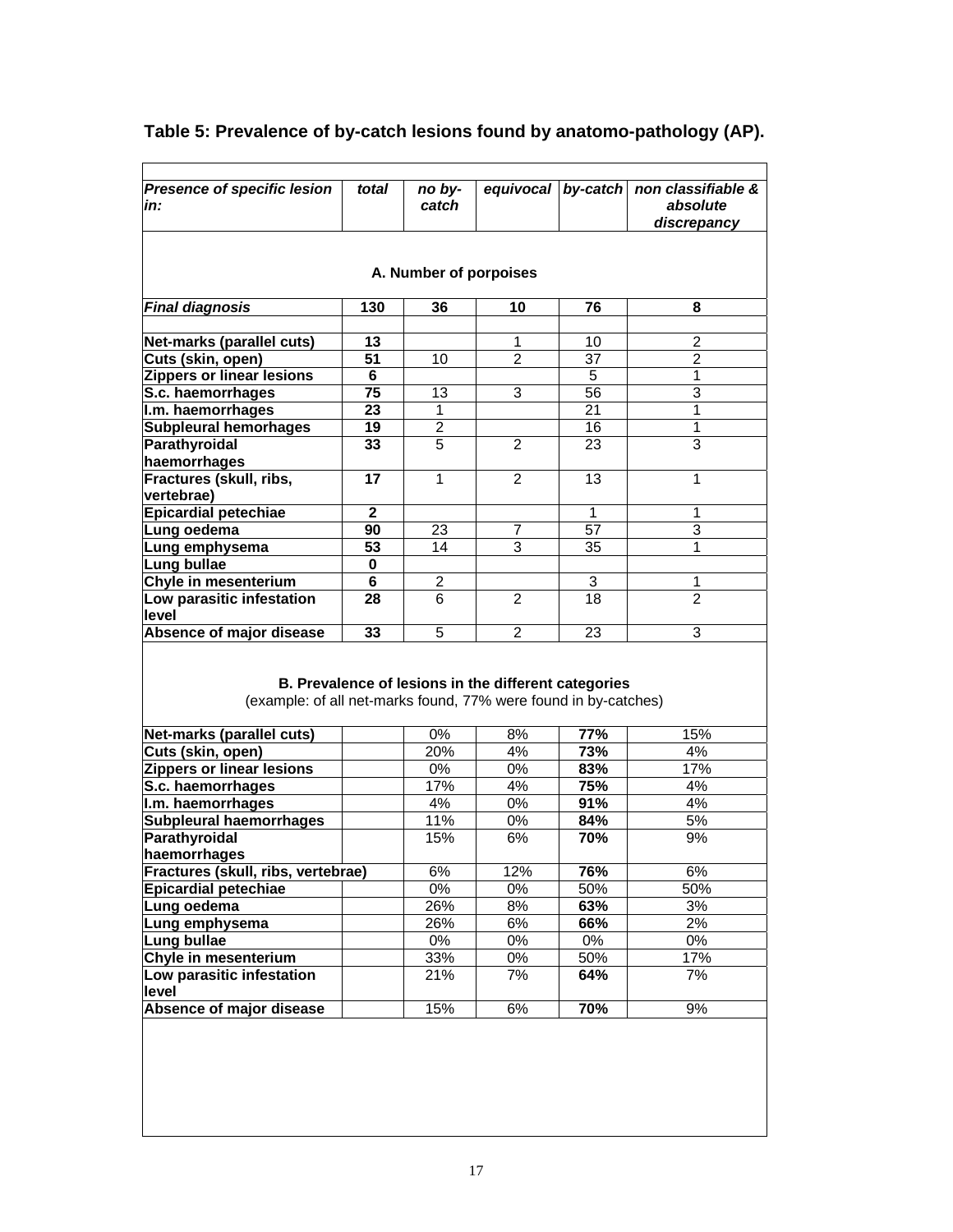**Table 5: Prevalence of by-catch lesions found by anatomo-pathology (AP).**

| *Presence of specific lesion in:* | *total* | *no by-catch* | *equivocal* | *by-catch* | *non classifiable & absolute discrepancy* |
|---|---|---|---|---|---|
| **A. Number of porpoises** | | | | | |
| ***Final diagnosis*** | **130** | **36** | **10** | **76** | **8** |
| **Net-marks (parallel cuts)** | **13** | | 1 | 10 | 2 |
| **Cuts (skin, open)** | **51** | 10 | 2 | 37 | 2 |
| **Zippers or linear lesions** | **6** | | | 5 | 1 |
| **S.c. haemorrhages** | **75** | 13 | 3 | 56 | 3 |
| **I.m. haemorrhages** | **23** | 1 | | 21 | 1 |
| **Subpleural hemorhages** | **19** | 2 | | 16 | 1 |
| **Parathyroidal haemorrhages** | **33** | 5 | 2 | 23 | 3 |
| **Fractures (skull, ribs, vertebrae)** | **17** | 1 | 2 | 13 | 1 |
| **Epicardial petechiae** | **2** | | | 1 | 1 |
| **Lung oedema** | **90** | 23 | 7 | 57 | 3 |
| **Lung emphysema** | **53** | 14 | 3 | 35 | 1 |
| **Lung bullae** | **0** | | | | |
| **Chyle in mesenterium** | **6** | 2 | | 3 | 1 |
| **Low parasitic infestation level** | **28** | 6 | 2 | 18 | 2 |
| **Absence of major disease** | **33** | 5 | 2 | 23 | 3 |
| **B. Prevalence of lesions in the different categories** (example: of all net-marks found, 77% were found in by-catches) | | | | | |
| **Net-marks (parallel cuts)** | | 0% | 8% | **77%** | 15% |
| **Cuts (skin, open)** | | 20% | 4% | **73%** | 4% |
| **Zippers or linear lesions** | | 0% | 0% | **83%** | 17% |
| **S.c. haemorrhages** | | 17% | 4% | **75%** | 4% |
| **I.m. haemorrhages** | | 4% | 0% | **91%** | 4% |
| **Subpleural haemorrhages** | | 11% | 0% | **84%** | 5% |
| **Parathyroidal haemorrhages** | | 15% | 6% | **70%** | 9% |
| **Fractures (skull, ribs, vertebrae)** | | 6% | 12% | **76%** | 6% |
| **Epicardial petechiae** | | 0% | 0% | 50% | 50% |
| **Lung oedema** | | 26% | 8% | **63%** | 3% |
| **Lung emphysema** | | 26% | 6% | **66%** | 2% |
| **Lung bullae** | | 0% | 0% | 0% | 0% |
| **Chyle in mesenterium** | | 33% | 0% | 50% | 17% |
| **Low parasitic infestation level** | | 21% | 7% | **64%** | 7% |
| **Absence of major disease** | | 15% | 6% | **70%** | 9% |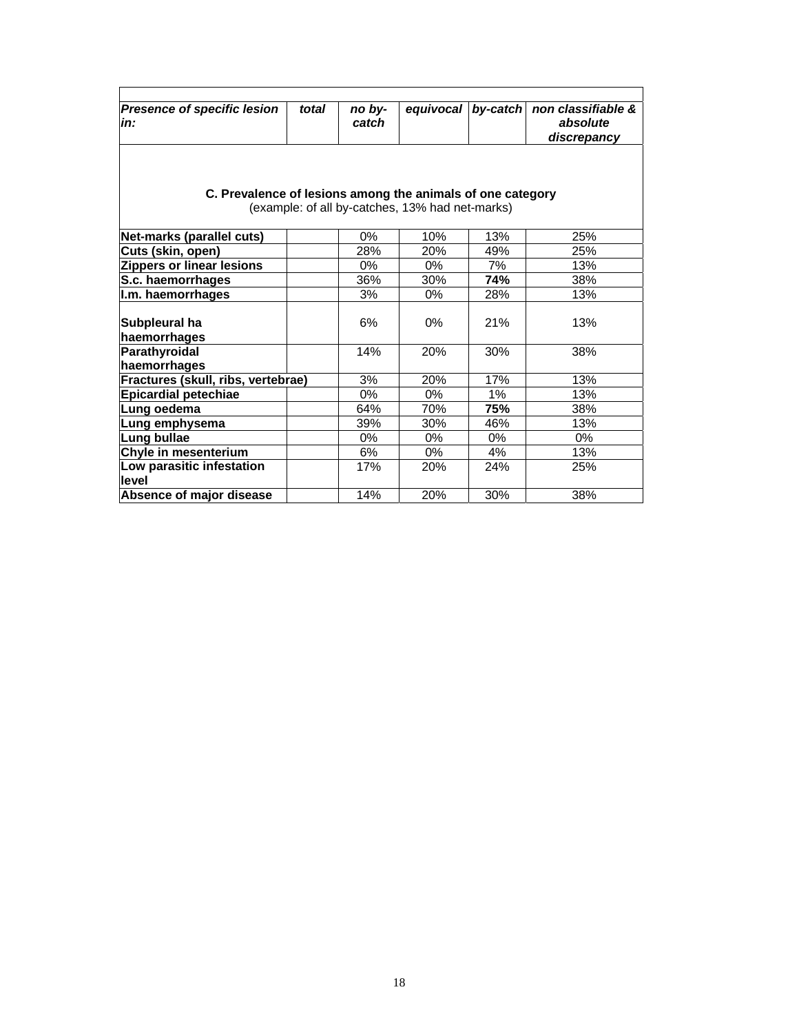| *Presence of specific lesion in:* | *total* | *no by-catch* | *equivocal* | *by-catch* | *non classifiable & absolute discrepancy* |
|---|---|---|---|---|---|
| **C. Prevalence of lesions among the animals of one category** (example: of all by-catches, 13% had net-marks) | | | | | |
| **Net-marks (parallel cuts)** | | 0% | 10% | 13% | 25% |
| **Cuts (skin, open)** | | 28% | 20% | 49% | 25% |
| **Zippers or linear lesions** | | 0% | 0% | 7% | 13% |
| **S.c. haemorrhages** | | 36% | 30% | **74%** | 38% |
| **I.m. haemorrhages** | | 3% | 0% | 28% | 13% |
| **Subpleural ha haemorrhages** | | 6% | 0% | 21% | 13% |
| **Parathyroidal haemorrhages** | | 14% | 20% | 30% | 38% |
| **Fractures (skull, ribs, vertebrae)** | | 3% | 20% | 17% | 13% |
| **Epicardial petechiae** | | 0% | 0% | 1% | 13% |
| **Lung oedema** | | 64% | 70% | **75%** | 38% |
| **Lung emphysema** | | 39% | 30% | 46% | 13% |
| **Lung bullae** | | 0% | 0% | 0% | 0% |
| **Chyle in mesenterium** | | 6% | 0% | 4% | 13% |
| **Low parasitic infestation level** | | 17% | 20% | 24% | 25% |
| **Absence of major disease** | | 14% | 20% | 30% | 38% |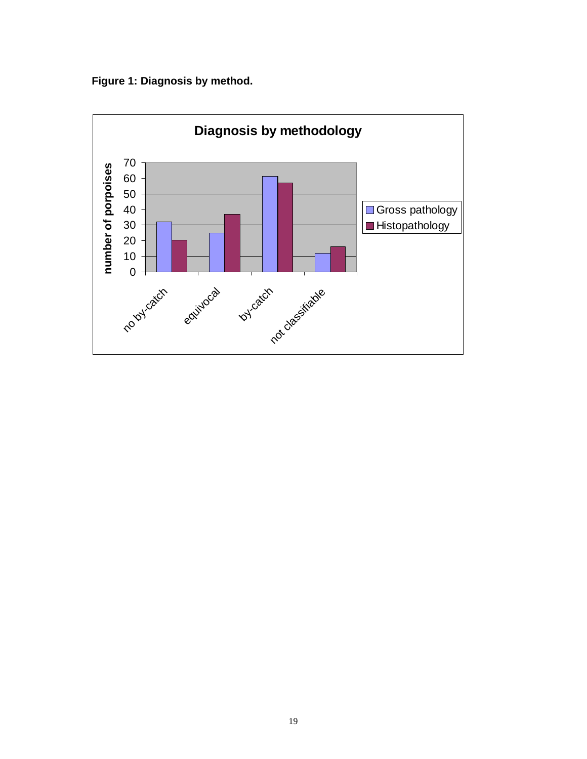**Figure 1: Diagnosis by method.**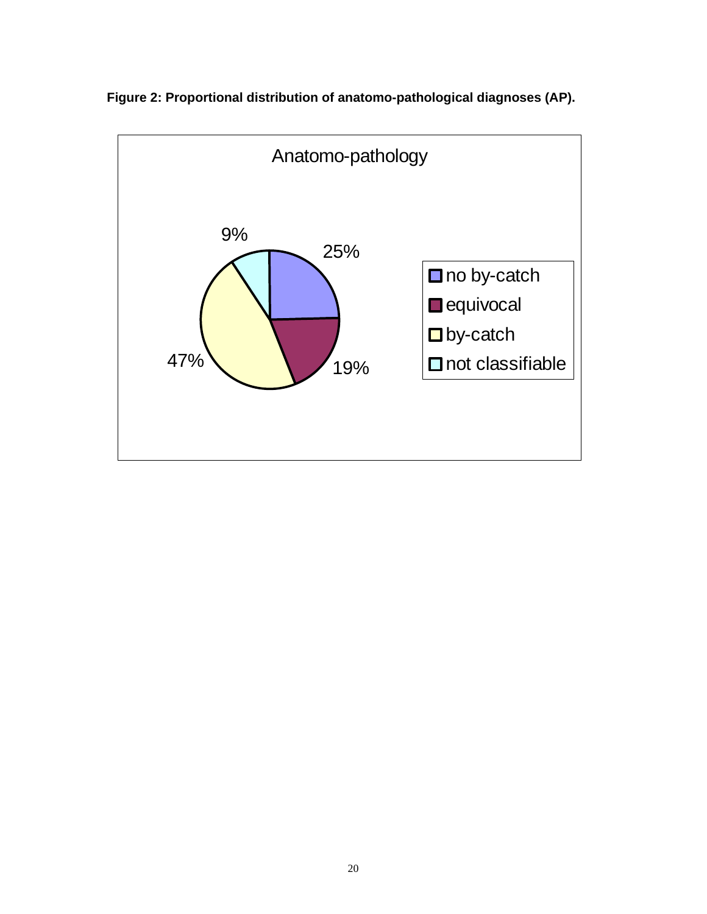**Figure 2: Proportional distribution of anatomo-pathological diagnoses (AP).**

Anatomo-pathology

- no by-catch: 25%
- equivocal: 19%
- by-catch: 47%
- not classifiable: 9%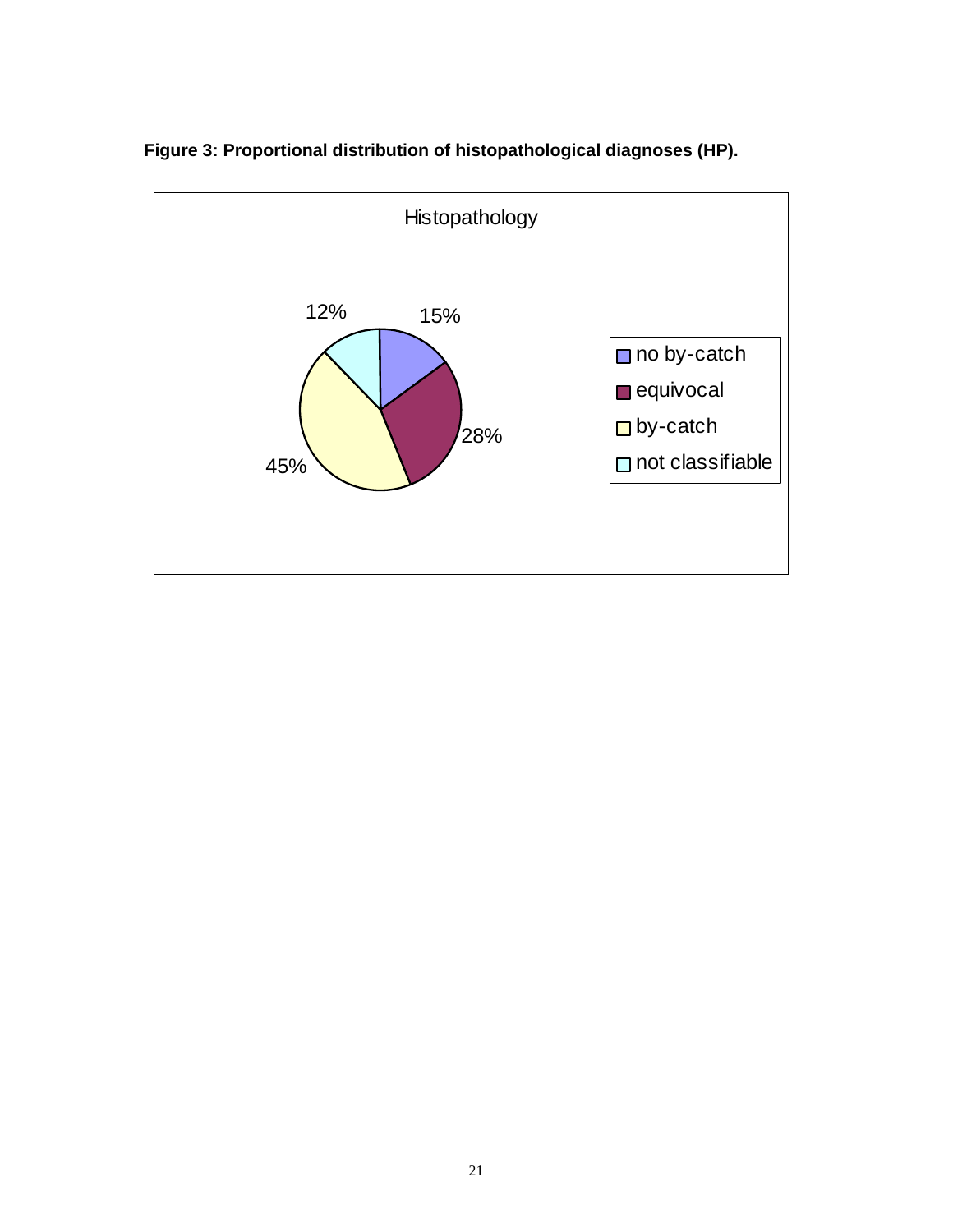**Figure 3: Proportional distribution of histopathological diagnoses (HP).**

Histopathology

| Category | Percentage |
|---|---|
| no by-catch | 15% |
| equivocal | 28% |
| by-catch | 45% |
| not classifiable | 12% |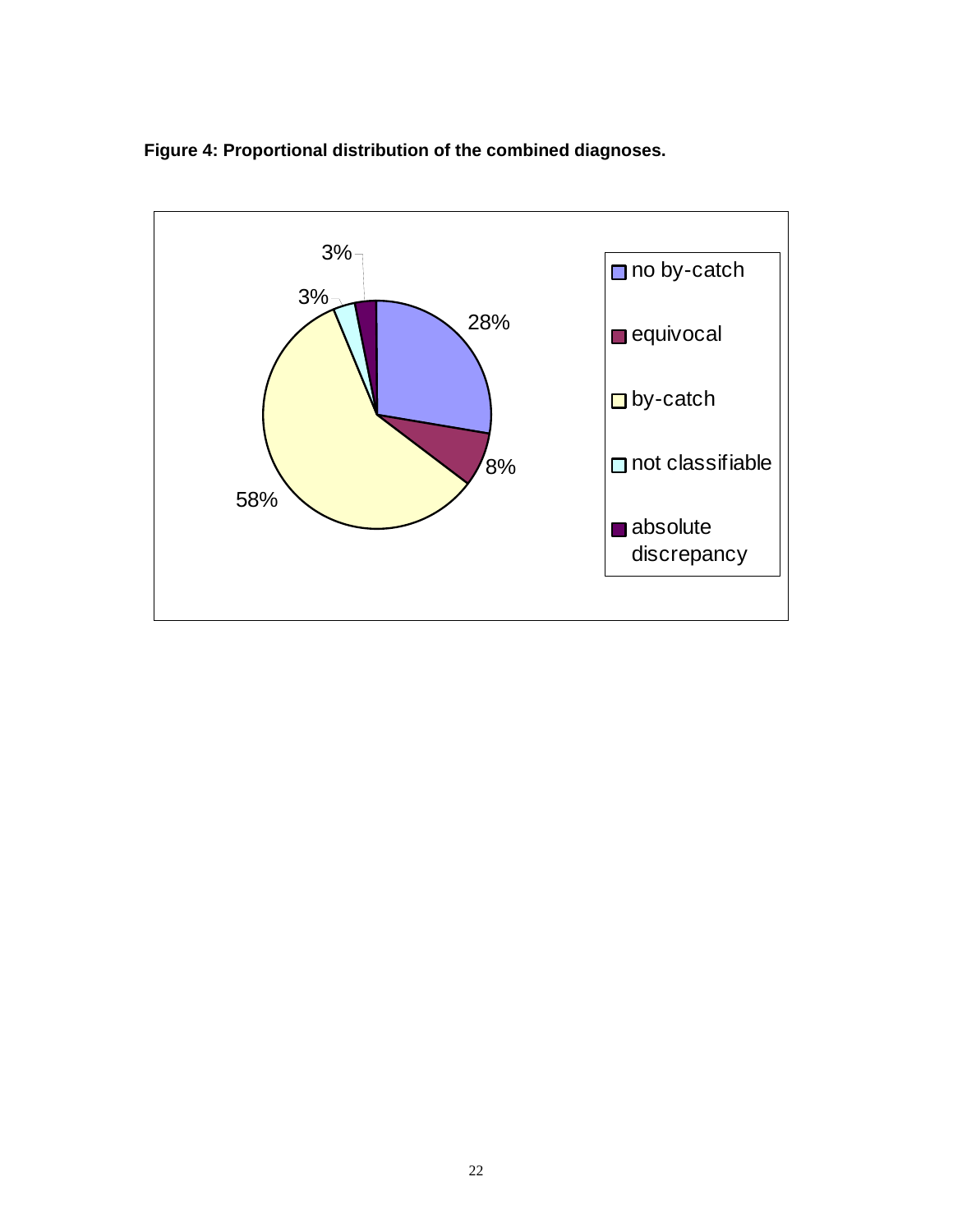**Figure 4: Proportional distribution of the combined diagnoses.**

| Category | Percentage |
|---|---|
| no by-catch | 28% |
| equivocal | 8% |
| by-catch | 58% |
| not classifiable | 3% |
| absolute discrepancy | 3% |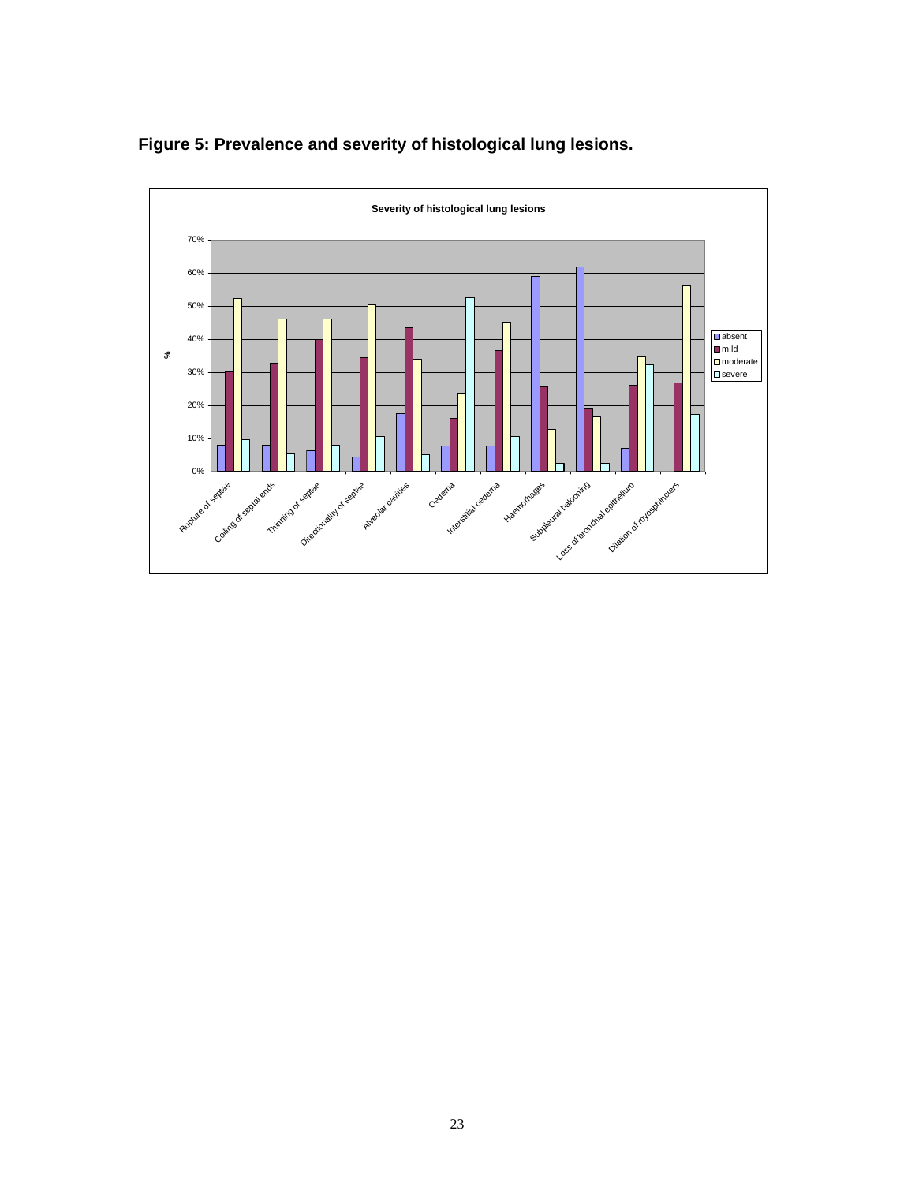**Figure 5: Prevalence and severity of histological lung lesions.**

Severity of histological lung lesions

%

70%
60%
50%
40%
30%
20%
10%
0%

absent
mild
moderate
severe

Rupture of septae
Coiling of septal ends
Thinning of septae
Directionality of septae
Alveolar cavities
Oedema
Interstitial oedema
Haemorhages
Subpleural balooning
Loss of bronchial epithelium
Dilation of myosphincters